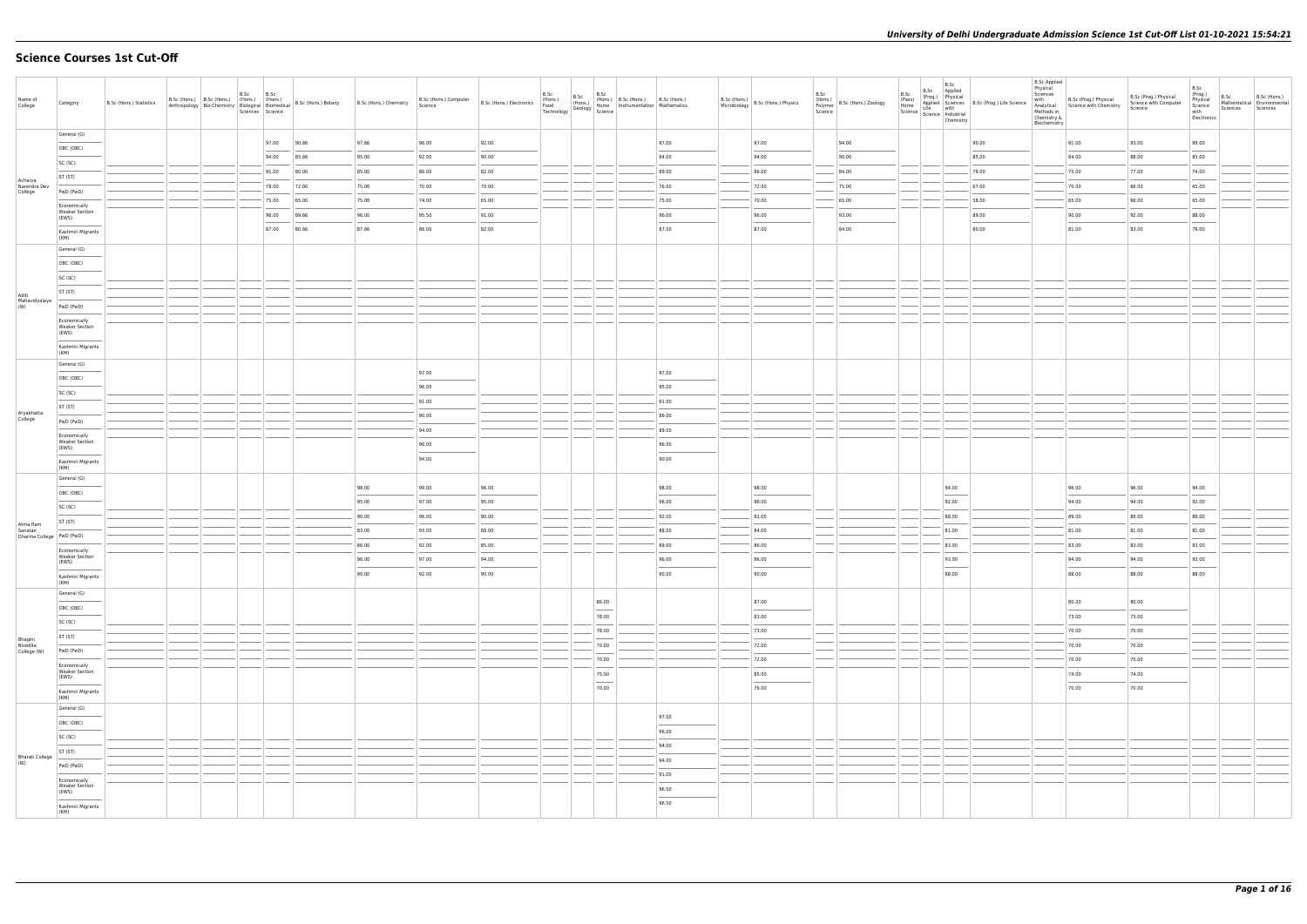# Science Courses 1st Cut-Off

| Name of College | Category | B.Sc (Hons.) Statistics | B.Sc (Hons.) Anthropology | B.Sc (Hons.) Bio-Chemistry | B.Sc (Hons.) Biological Sciences | B.Sc (Hons.) Biomedical Science | B.Sc (Hons.) Botany | B.Sc (Hons.) Chemistry | B.Sc (Hons.) Computer Science | B.Sc (Hons.) Electronics | B.Sc (Hons.) Food Technology | B.Sc (Hons.) Geology | B.Sc (Hons.) Home Science | B.Sc (Hons.) Instrumentation | B.Sc (Hons.) Mathematics | B.Sc (Hons.) Microbiology | B.Sc (Hons.) Physics | B.Sc (Hons.) Polymer Science | B.Sc (Hons.) Zoology | B.Sc (Pass) Home Science | B.Sc (Prog.) Applied Life Science | B.Sc Applied Physical Sciences with Industrial Chemistry | B.Sc (Prog.) Life Science | B.Sc Applied Physical Sciences with Analytical Methods in Chemistry & Biochemistry | B.Sc (Prog.) Physical Science with Chemistry | B.Sc (Prog.) Physical Science with Computer Science | B.Sc (Prog.) Physical Science with Electronics | B.Sc Mathematical Sciences | B.Sc (Hons.) Environmental Sciences |
|---|---|---|---|---|---|---|---|---|---|---|---|---|---|---|---|---|---|---|---|---|---|---|---|---|---|---|---|---|---|
| Acharya Narendra Dev College | General (G) | | | | | 97.00 | 90.66 | 97.66 | 96.00 | 92.00 | | | | | 97.00 | | 97.00 | | 94.00 | | | | 90.00 | | 91.00 | 93.00 | 89.00 | | |
| | OBC (OBC) | | | | | 94.00 | 85.66 | 95.00 | 92.00 | 90.00 | | | | | 94.00 | | 94.00 | | 90.00 | | | | 85.00 | | 84.00 | 88.00 | 85.00 | | |
| | SC (SC) | | | | | 91.00 | 80.00 | 85.00 | 86.00 | 82.00 | | | | | 89.00 | | 86.00 | | 84.00 | | | | 79.00 | | 75.00 | 77.00 | 74.00 | | |
| | ST (ST) | | | | | 78.00 | 72.00 | 75.00 | 70.00 | 70.00 | | | | | 76.00 | | 72.00 | | 75.00 | | | | 67.00 | | 70.00 | 66.00 | 65.00 | | |
| | PwD (PwD) | | | | | 75.00 | 65.00 | 75.00 | 74.00 | 65.00 | | | | | 75.00 | | 70.00 | | 65.00 | | | | 58.00 | | 65.00 | 66.00 | 65.00 | | |
| | Economically Weaker Section (EWS) | | | | | 96.00 | 89.66 | 96.00 | 95.50 | 91.00 | | | | | 96.00 | | 96.00 | | 93.00 | | | | 89.00 | | 90.00 | 92.00 | 88.00 | | |
| | Kashmiri Migrants (KM) | | | | | 87.00 | 80.66 | 87.66 | 86.00 | 82.00 | | | | | 87.00 | | 87.00 | | 84.00 | | | | 80.00 | | 81.00 | 83.00 | 79.00 | | |
| Aditi Mahavidyalaya (W) | General (G) | | | | | | | | | | | | | | | | | | | | | | | | | | | | |
| | OBC (OBC) | | | | | | | | | | | | | | | | | | | | | | | | | | | | |
| | SC (SC) | | | | | | | | | | | | | | | | | | | | | | | | | | | | |
| | ST (ST) | | | | | | | | | | | | | | | | | | | | | | | | | | | | |
| | PwD (PwD) | | | | | | | | | | | | | | | | | | | | | | | | | | | | |
| | Economically Weaker Section (EWS) | | | | | | | | | | | | | | | | | | | | | | | | | | | | |
| | Kashmiri Migrants (KM) | | | | | | | | | | | | | | | | | | | | | | | | | | | | |
| Aryabhatta College | General (G) | | | | | | | | 97.00 | | | | | | 97.00 | | | | | | | | | | | | | | |
| | OBC (OBC) | | | | | | | | 96.00 | | | | | | 95.00 | | | | | | | | | | | | | | |
| | SC (SC) | | | | | | | | 91.00 | | | | | | 91.00 | | | | | | | | | | | | | | |
| | ST (ST) | | | | | | | | 90.00 | | | | | | 86.00 | | | | | | | | | | | | | | |
| | PwD (PwD) | | | | | | | | 94.00 | | | | | | 89.00 | | | | | | | | | | | | | | |
| | Economically Weaker Section (EWS) | | | | | | | | 96.00 | | | | | | 96.00 | | | | | | | | | | | | | | |
| | Kashmiri Migrants (KM) | | | | | | | | 94.00 | | | | | | 90.00 | | | | | | | | | | | | | | |
| Atma Ram Sanatan Dharma College | General (G) | | | | | | | 98.00 | 99.00 | 96.00 | | | | | 98.00 | | 98.00 | | | | | 94.00 | | | 96.00 | 96.00 | 94.00 | | |
| | OBC (OBC) | | | | | | | 95.00 | 97.00 | 95.00 | | | | | 96.00 | | 96.00 | | | | | 92.00 | | | 94.00 | 94.00 | 92.00 | | |
| | SC (SC) | | | | | | | 90.00 | 96.00 | 90.00 | | | | | 92.00 | | 91.00 | | | | | 88.00 | | | 89.00 | 89.00 | 89.00 | | |
| | ST (ST) | | | | | | | 83.00 | 93.00 | 88.00 | | | | | 88.00 | | 84.00 | | | | | 81.00 | | | 81.00 | 81.00 | 81.00 | | |
| | PwD (PwD) | | | | | | | 86.00 | 92.00 | 85.00 | | | | | 89.00 | | 86.00 | | | | | 83.00 | | | 83.00 | 83.00 | 83.00 | | |
| | Economically Weaker Section (EWS) | | | | | | | 96.00 | 97.00 | 94.00 | | | | | 96.00 | | 96.00 | | | | | 93.00 | | | 94.00 | 94.00 | 93.00 | | |
| | Kashmiri Migrants (KM) | | | | | | | 90.00 | 92.00 | 90.00 | | | | | 90.00 | | 90.00 | | | | | 88.00 | | | 88.00 | 88.00 | 88.00 | | |
| Bhagini Nivedita College (W) | General (G) | | | | | | | | | | | | 86.00 | | | | 87.00 | | | | | | | | 80.00 | 80.00 | | | |
| | OBC (OBC) | | | | | | | | | | | | 78.00 | | | | 83.00 | | | | | | | | 73.00 | 73.00 | | | |
| | SC (SC) | | | | | | | | | | | | 78.00 | | | | 73.00 | | | | | | | | 70.00 | 70.00 | | | |
| | ST (ST) | | | | | | | | | | | | 70.00 | | | | 72.00 | | | | | | | | 70.00 | 70.00 | | | |
| | PwD (PwD) | | | | | | | | | | | | 70.00 | | | | 72.00 | | | | | | | | 70.00 | 70.00 | | | |
| | Economically Weaker Section (EWS) | | | | | | | | | | | | 75.00 | | | | 85.00 | | | | | | | | 74.00 | 74.00 | | | |
| | Kashmiri Migrants (KM) | | | | | | | | | | | | 70.00 | | | | 76.00 | | | | | | | | 70.00 | 70.00 | | | |
| Bharati College (W) | General (G) | | | | | | | | | | | | | | 97.00 | | | | | | | | | | | | | | |
| | OBC (OBC) | | | | | | | | | | | | | | 96.00 | | | | | | | | | | | | | | |
| | SC (SC) | | | | | | | | | | | | | | 94.00 | | | | | | | | | | | | | | |
| | ST (ST) | | | | | | | | | | | | | | 94.00 | | | | | | | | | | | | | | |
| | PwD (PwD) | | | | | | | | | | | | | | 91.00 | | | | | | | | | | | | | | |
| | Economically Weaker Section (EWS) | | | | | | | | | | | | | | 96.50 | | | | | | | | | | | | | | |
| | Kashmiri Migrants (KM) | | | | | | | | | | | | | | 96.50 | | | | | | | | | | | | | | |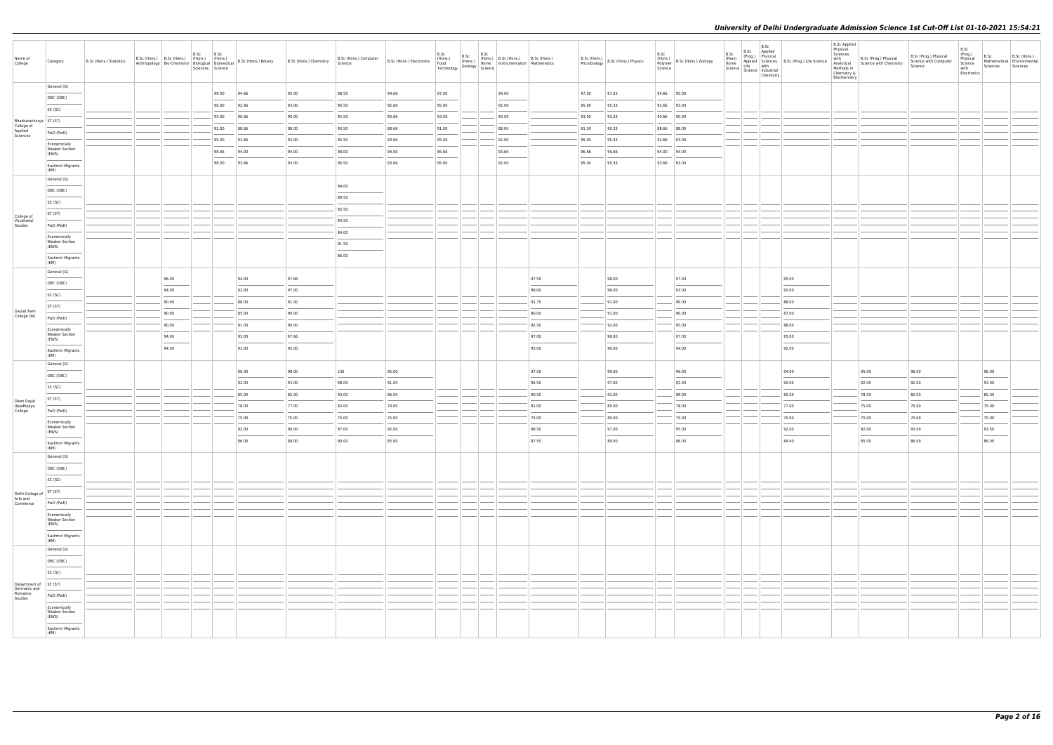| Name of College | Category | B.Sc (Hons.) Statistics | B.Sc (Hons.) Anthropology | B.Sc (Hons.) Bio-Chemistry | B.Sc (Hons.) Biological Sciences | B.Sc (Hons.) Biomedical Science | B.Sc (Hons.) Botany | B.Sc (Hons.) Chemistry | B.Sc (Hons.) Computer Science | B.Sc (Hons.) Electronics | B.Sc (Hons.) Food Technology | B.Sc (Hons.) Geology | B.Sc (Hons.) Home Science | B.Sc (Hons.) Instrumentation | B.Sc (Hons.) Mathematics | B.Sc (Hons.) Microbiology | B.Sc (Hons.) Physics | B.Sc (Hons.) Polymer Science | B.Sc (Hons.) Zoology | B.Sc (Pass) Home Science | B.Sc (Prog.) Applied Life Science | B.Sc Applied Physical Sciences with Industrial Chemistry | B.Sc (Prog.) Life Science | B.Sc Applied Physical Sciences with Analytical Methods in Chemistry & Biochemistry | B.Sc (Prog.) Physical Science with Chemistry | B.Sc (Prog.) Physical Science with Computer Science | B.Sc (Prog.) Physical Science with Electronics | B.Sc Mathematical Sciences | B.Sc (Hons.) Environmental Sciences |
|---|---|---|---|---|---|---|---|---|---|---|---|---|---|---|---|---|---|---|---|---|---|---|---|---|---|---|---|---|---|
| Bhaskaracharya College of Applied Sciences | General (G) | | | | | 99.00 | 94.66 | 95.00 | 98.50 | 94.66 | 97.00 | | | 94.00 | | 97.00 | 97.33 | 94.66 | 95.00 | | | | | | | | | | |
| | OBC (OBC) | | | | | 96.00 | 92.66 | 93.00 | 96.50 | 92.66 | 95.00 | | | 92.00 | | 95.00 | 95.33 | 92.66 | 93.00 | | | | | | | | | | |
| | SC (SC) | | | | | 95.00 | 90.66 | 90.00 | 95.50 | 90.66 | 93.00 | | | 90.00 | | 93.00 | 93.33 | 90.66 | 90.00 | | | | | | | | | | |
| | ST (ST) | | | | | 92.00 | 88.66 | 88.00 | 93.50 | 88.66 | 91.00 | | | 88.00 | | 91.00 | 90.33 | 88.66 | 88.00 | | | | | | | | | | |
| | PwD (PwD) | | | | | 95.00 | 93.66 | 93.00 | 95.50 | 93.66 | 95.00 | | | 92.00 | | 95.00 | 95.33 | 93.66 | 93.00 | | | | | | | | | | |
| | Economically Weaker Section (EWS) | | | | | 98.66 | 94.00 | 94.00 | 98.00 | 94.00 | 96.66 | | | 93.66 | | 96.66 | 96.66 | 94.00 | 94.00 | | | | | | | | | | |
| | Kashmiri Migrants (KM) | | | | | 98.00 | 93.66 | 93.00 | 95.50 | 93.66 | 95.00 | | | 92.00 | | 95.00 | 95.33 | 93.66 | 93.00 | | | | | | | | | | |
| College of Vocational Studies | General (G) | | | | | | | | 94.00 | | | | | | | | | | | | | | | | | | | | |
| | OBC (OBC) | | | | | | | | 89.50 | | | | | | | | | | | | | | | | | | | | |
| | SC (SC) | | | | | | | | 85.50 | | | | | | | | | | | | | | | | | | | | |
| | ST (ST) | | | | | | | | 84.50 | | | | | | | | | | | | | | | | | | | | |
| | PwD (PwD) | | | | | | | | 84.00 | | | | | | | | | | | | | | | | | | | | |
| | Economically Weaker Section (EWS) | | | | | | | | 91.50 | | | | | | | | | | | | | | | | | | | | |
| | Kashmiri Migrants (KM) | | | | | | | | 86.00 | | | | | | | | | | | | | | | | | | | | |
| Daulat Ram College (W) | General (G) | | | 96.00 | | | 94.00 | 97.66 | | | | | | | 97.50 | | 98.00 | | 97.00 | | | | 95.00 | | | | | | |
| | OBC (OBC) | | | 94.00 | | | 92.00 | 97.00 | | | | | | | 96.00 | | 96.00 | | 93.00 | | | | 93.00 | | | | | | |
| | SC (SC) | | | 90.00 | | | 88.00 | 91.00 | | | | | | | 91.75 | | 91.00 | | 90.00 | | | | 88.00 | | | | | | |
| | ST (ST) | | | 90.00 | | | 85.00 | 90.00 | | | | | | | 90.00 | | 91.00 | | 90.00 | | | | 87.00 | | | | | | |
| | PwD (PwD) | | | 90.00 | | | 91.00 | 90.00 | | | | | | | 92.50 | | 92.00 | | 95.00 | | | | 88.00 | | | | | | |
| | Economically Weaker Section (EWS) | | | 94.00 | | | 93.00 | 97.66 | | | | | | | 97.00 | | 98.00 | | 97.00 | | | | 95.00 | | | | | | |
| | Kashmiri Migrants (KM) | | | 94.00 | | | 91.00 | 95.00 | | | | | | | 95.00 | | 96.00 | | 94.00 | | | | 92.00 | | | | | | |
| Deen Dayal Upadhyaya College | General (G) | | | | | | 96.00 | 98.00 | 100 | 95.00 | | | | | 97.50 | | 99.00 | | 96.00 | | | | 94.00 | | 95.00 | 96.00 | | 96.00 | |
| | OBC (OBC) | | | | | | 92.00 | 93.00 | 98.00 | 91.00 | | | | | 95.50 | | 97.00 | | 92.00 | | | | 90.00 | | 92.00 | 92.00 | | 93.00 | |
| | SC (SC) | | | | | | 85.00 | 85.00 | 93.00 | 86.00 | | | | | 90.50 | | 92.00 | | 89.00 | | | | 85.00 | | 78.00 | 80.00 | | 85.00 | |
| | ST (ST) | | | | | | 78.00 | 77.00 | 83.00 | 74.00 | | | | | 81.00 | | 85.00 | | 78.00 | | | | 77.00 | | 75.00 | 75.00 | | 75.00 | |
| | PwD (PwD) | | | | | | 75.00 | 75.00 | 75.00 | 75.00 | | | | | 75.00 | | 80.00 | | 75.00 | | | | 70.00 | | 70.00 | 70.00 | | 70.00 | |
| | Economically Weaker Section (EWS) | | | | | | 92.00 | 96.00 | 97.00 | 92.00 | | | | | 96.50 | | 97.00 | | 95.00 | | | | 92.00 | | 92.00 | 93.00 | | 93.50 | |
| | Kashmiri Migrants (KM) | | | | | | 86.00 | 88.00 | 90.00 | 85.00 | | | | | 87.50 | | 89.00 | | 86.00 | | | | 84.00 | | 85.00 | 86.00 | | 86.00 | |
| Delhi College of Arts and Commerce | General (G) | | | | | | | | | | | | | | | | | | | | | | | | | | | | |
| | OBC (OBC) | | | | | | | | | | | | | | | | | | | | | | | | | | | | |
| | SC (SC) | | | | | | | | | | | | | | | | | | | | | | | | | | | | |
| | ST (ST) | | | | | | | | | | | | | | | | | | | | | | | | | | | | |
| | PwD (PwD) | | | | | | | | | | | | | | | | | | | | | | | | | | | | |
| | Economically Weaker Section (EWS) | | | | | | | | | | | | | | | | | | | | | | | | | | | | |
| | Kashmiri Migrants (KM) | | | | | | | | | | | | | | | | | | | | | | | | | | | | |
| Department of Germanic and Romance Studies | General (G) | | | | | | | | | | | | | | | | | | | | | | | | | | | | |
| | OBC (OBC) | | | | | | | | | | | | | | | | | | | | | | | | | | | | |
| | SC (SC) | | | | | | | | | | | | | | | | | | | | | | | | | | | | |
| | ST (ST) | | | | | | | | | | | | | | | | | | | | | | | | | | | | |
| | PwD (PwD) | | | | | | | | | | | | | | | | | | | | | | | | | | | | |
| | Economically Weaker Section (EWS) | | | | | | | | | | | | | | | | | | | | | | | | | | | | |
| | Kashmiri Migrants (KM) | | | | | | | | | | | | | | | | | | | | | | | | | | | | |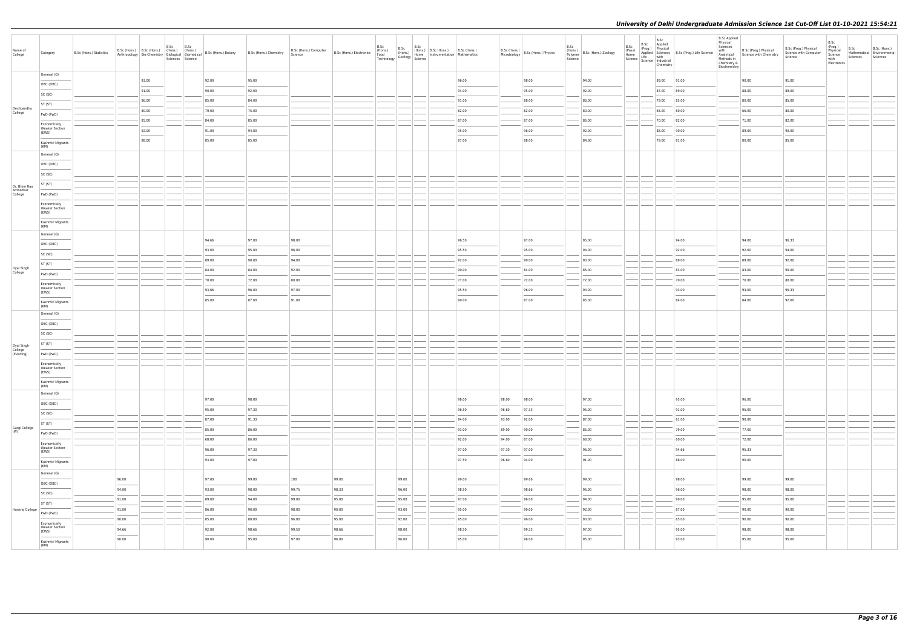| Name of College | Category | B.Sc (Hons.) Statistics | B.Sc (Hons.) Anthropology | B.Sc (Hons.) Bio-Chemistry | B.Sc (Hons.) Biological Sciences | B.Sc (Hons.) Biomedical Science | B.Sc (Hons.) Botany | B.Sc (Hons.) Chemistry | B.Sc (Hons.) Computer Science | B.Sc (Hons.) Electronics | B.Sc (Hons.) Food Technology | B.Sc (Hons.) Geology | B.Sc (Hons.) Home Science | B.Sc (Hons.) Instrumentation | B.Sc (Hons.) Mathematics | B.Sc (Hons.) Microbiology | B.Sc (Hons.) Physics | B.Sc (Hons.) Polymer Science | B.Sc (Hons.) Zoology | B.Sc (Pass) Home Science | B.Sc (Prog.) Applied Life Science | B.Sc Applied Physical Sciences with Industrial Chemistry | B.Sc (Prog.) Life Science | B.Sc Applied Physical Sciences with Analytical Methods in Chemistry & Biochemistry | B.Sc (Prog.) Physical Science with Chemistry | B.Sc (Prog.) Physical Science with Computer Science | B.Sc (Prog.) Physical Science with Electronics | B.Sc Mathematical Sciences | B.Sc (Hons.) Environmental Sciences |
|---|---|---|---|---|---|---|---|---|---|---|---|---|---|---|---|---|---|---|---|---|---|---|---|---|---|---|---|---|---|
| Deshbandhu College | General (G) | | | 93.00 | | | 92.00 | 95.00 | | | | | | | 96.00 | | 98.00 | | 94.00 | | | 89.00 | 91.00 | | 90.00 | 91.00 | | | |
| | OBC (OBC) | | | 91.00 | | | 90.00 | 92.00 | | | | | | | 94.00 | | 95.00 | | 92.00 | | | 87.00 | 89.00 | | 88.00 | 89.00 | | | |
| | SC (SC) | | | 86.00 | | | 85.00 | 84.00 | | | | | | | 91.00 | | 88.00 | | 86.00 | | | 79.00 | 85.00 | | 80.00 | 85.00 | | | |
| | ST (ST) | | | 80.00 | | | 79.00 | 75.00 | | | | | | | 82.00 | | 82.00 | | 80.00 | | | 65.00 | 80.00 | | 66.00 | 80.00 | | | |
| | PwD (PwD) | | | 85.00 | | | 84.00 | 85.00 | | | | | | | 87.00 | | 87.00 | | 86.00 | | | 70.00 | 82.00 | | 71.00 | 82.00 | | | |
| | Economically Weaker Section (EWS) | | | 92.00 | | | 91.00 | 94.00 | | | | | | | 95.00 | | 96.00 | | 92.00 | | | 88.00 | 90.00 | | 89.00 | 90.00 | | | |
| | Kashmiri Migrants (KM) | | | 88.00 | | | 85.00 | 85.00 | | | | | | | 87.00 | | 88.00 | | 84.00 | | | 79.00 | 81.00 | | 80.00 | 85.00 | | | |
| Dr. Bhim Rao Ambedkar College | General (G) | | | | | | | | | | | | | | | | | | | | | | | | | | | | |
| | OBC (OBC) | | | | | | | | | | | | | | | | | | | | | | | | | | | | |
| | SC (SC) | | | | | | | | | | | | | | | | | | | | | | | | | | | | |
| | ST (ST) | | | | | | | | | | | | | | | | | | | | | | | | | | | | |
| | PwD (PwD) | | | | | | | | | | | | | | | | | | | | | | | | | | | | |
| | Economically Weaker Section (EWS) | | | | | | | | | | | | | | | | | | | | | | | | | | | | |
| | Kashmiri Migrants (KM) | | | | | | | | | | | | | | | | | | | | | | | | | | | | |
| Dyal Singh College | General (G) | | | | | | 94.66 | 97.00 | 98.00 | | | | | | 96.50 | | 97.00 | | 95.00 | | | | 94.00 | | 94.00 | 96.33 | | | |
| | OBC (OBC) | | | | | | 93.00 | 95.00 | 96.00 | | | | | | 95.50 | | 95.00 | | 94.00 | | | | 92.00 | | 92.00 | 94.00 | | | |
| | SC (SC) | | | | | | 89.00 | 90.00 | 94.00 | | | | | | 92.00 | | 90.00 | | 90.00 | | | | 89.00 | | 89.00 | 92.00 | | | |
| | ST (ST) | | | | | | 84.00 | 84.00 | 92.00 | | | | | | 90.00 | | 84.00 | | 85.00 | | | | 83.00 | | 83.00 | 90.00 | | | |
| | PwD (PwD) | | | | | | 70.00 | 72.00 | 80.00 | | | | | | 77.00 | | 72.00 | | 72.00 | | | | 70.00 | | 70.00 | 80.00 | | | |
| | Economically Weaker Section (EWS) | | | | | | 93.66 | 96.00 | 97.00 | | | | | | 95.50 | | 96.00 | | 94.00 | | | | 93.00 | | 93.00 | 95.33 | | | |
| | Kashmiri Migrants (KM) | | | | | | 85.00 | 87.00 | 91.00 | | | | | | 90.00 | | 87.00 | | 85.00 | | | | 84.00 | | 84.00 | 92.00 | | | |
| Dyal Singh College (Evening) | General (G) | | | | | | | | | | | | | | | | | | | | | | | | | | | | |
| | OBC (OBC) | | | | | | | | | | | | | | | | | | | | | | | | | | | | |
| | SC (SC) | | | | | | | | | | | | | | | | | | | | | | | | | | | | |
| | ST (ST) | | | | | | | | | | | | | | | | | | | | | | | | | | | | |
| | PwD (PwD) | | | | | | | | | | | | | | | | | | | | | | | | | | | | |
| | Economically Weaker Section (EWS) | | | | | | | | | | | | | | | | | | | | | | | | | | | | |
| | Kashmiri Migrants (KM) | | | | | | | | | | | | | | | | | | | | | | | | | | | | |
| Gargi College (W) | General (G) | | | | | | 97.00 | 98.00 | | | | | | | 98.00 | 98.00 | 98.00 | | 97.00 | | | | 95.00 | | 96.00 | | | | |
| | OBC (OBC) | | | | | | 95.00 | 97.33 | | | | | | | 96.50 | 96.60 | 97.33 | | 95.00 | | | | 91.00 | | 95.00 | | | | |
| | SC (SC) | | | | | | 87.00 | 91.33 | | | | | | | 94.00 | 93.00 | 92.00 | | 87.00 | | | | 81.00 | | 90.00 | | | | |
| | ST (ST) | | | | | | 85.00 | 86.00 | | | | | | | 93.00 | 89.00 | 90.00 | | 85.00 | | | | 79.00 | | 77.00 | | | | |
| | PwD (PwD) | | | | | | 68.00 | 86.00 | | | | | | | 92.00 | 94.00 | 87.00 | | 68.00 | | | | 60.00 | | 72.00 | | | | |
| | Economically Weaker Section (EWS) | | | | | | 96.00 | 97.33 | | | | | | | 97.00 | 97.30 | 97.00 | | 96.00 | | | | 94.66 | | 95.33 | | | | |
| | Kashmiri Migrants (KM) | | | | | | 93.00 | 97.00 | | | | | | | 97.50 | 96.60 | 94.00 | | 91.00 | | | | 88.00 | | 90.00 | | | | |
| Hansraj College | General (G) | | 96.00 | | | | 97.00 | 99.00 | 100 | 99.00 | | 99.00 | | | 99.00 | | 99.66 | | 99.00 | | | | 98.00 | | 99.00 | 99.00 | | | |
| | OBC (OBC) | | 94.00 | | | | 93.00 | 98.00 | 99.75 | 98.33 | | 96.00 | | | 98.50 | | 98.66 | | 96.00 | | | | 96.00 | | 98.00 | 98.00 | | | |
| | SC (SC) | | 91.00 | | | | 89.00 | 94.00 | 99.00 | 95.00 | | 95.00 | | | 97.00 | | 96.00 | | 94.00 | | | | 90.00 | | 95.00 | 95.00 | | | |
| | ST (ST) | | 91.00 | | | | 86.00 | 90.00 | 98.00 | 90.00 | | 93.00 | | | 95.00 | | 90.00 | | 92.00 | | | | 87.00 | | 90.00 | 90.00 | | | |
| | PwD (PwD) | | 90.00 | | | | 85.00 | 88.00 | 96.00 | 95.00 | | 92.00 | | | 95.00 | | 96.00 | | 90.00 | | | | 85.00 | | 90.00 | 90.00 | | | |
| | Economically Weaker Section (EWS) | | 94.66 | | | | 92.00 | 98.66 | 99.50 | 98.66 | | 98.00 | | | 98.50 | | 99.33 | | 97.00 | | | | 95.00 | | 98.00 | 98.00 | | | |
| | Kashmiri Migrants (KM) | | 90.00 | | | | 90.00 | 95.00 | 97.00 | 96.00 | | 96.00 | | | 95.00 | | 96.00 | | 95.00 | | | | 93.00 | | 95.00 | 95.00 | | | |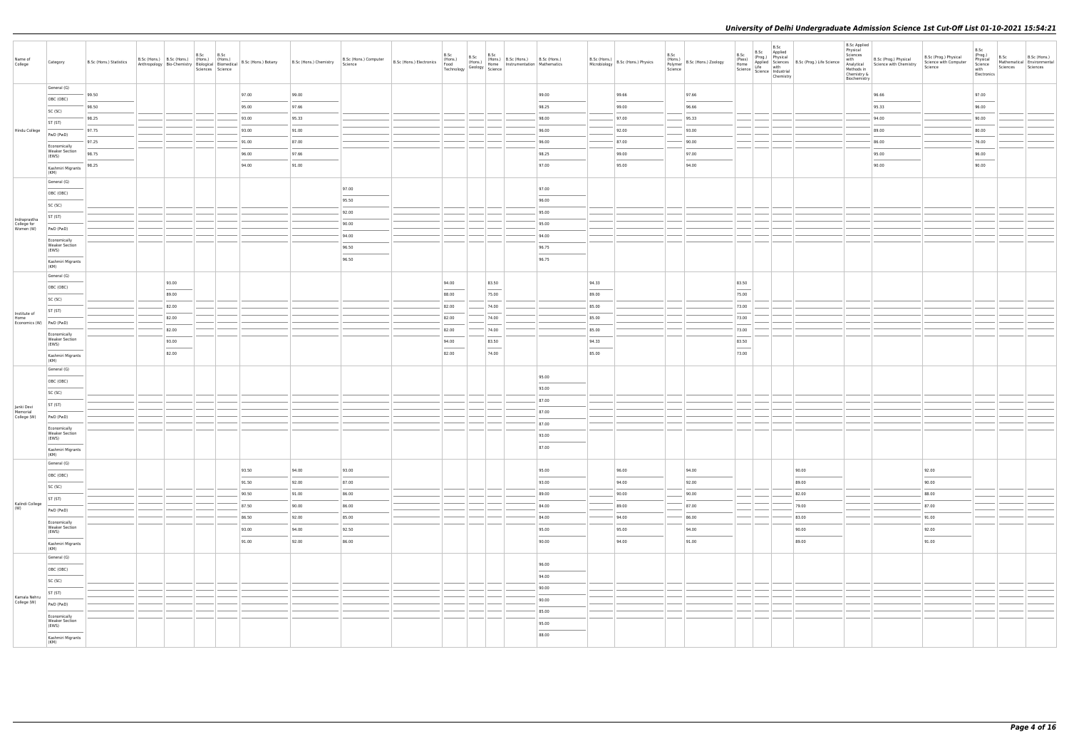| Name of College | Category | B.Sc (Hons.) Statistics | B.Sc (Hons.) Anthropology | B.Sc (Hons.) Bio-Chemistry | B.Sc (Hons.) Biological Sciences | B.Sc (Hons.) Biomedical Science | B.Sc (Hons.) Botany | B.Sc (Hons.) Chemistry | B.Sc (Hons.) Computer Science | B.Sc (Hons.) Electronics | B.Sc (Hons.) Food Technology | B.Sc (Hons.) Geology | B.Sc (Hons.) Home Science | B.Sc (Hons.) Instrumentation | B.Sc (Hons.) Mathematics | B.Sc (Hons.) Microbiology | B.Sc (Hons.) Physics | B.Sc (Hons.) Polymer Science | B.Sc (Hons.) Zoology | B.Sc (Pass) Home Science | B.Sc (Prog.) Applied Life Science | B.Sc Applied Physical Sciences with Industrial Chemistry | B.Sc (Prog.) Life Science | B.Sc Applied Physical Sciences with Analytical Methods in Chemistry & Biochemistry | B.Sc (Prog.) Physical Science with Chemistry | B.Sc (Prog.) Physical Science with Computer Science | B.Sc (Prog.) Physical Science with Electronics | B.Sc Mathematical Sciences | B.Sc (Hons.) Environmental Sciences |
|---|---|---|---|---|---|---|---|---|---|---|---|---|---|---|---|---|---|---|---|---|---|---|---|---|---|---|---|---|---|
| Hindu College | General (G) | 99.50 | | | | | 97.00 | 99.00 | | | | | | | 99.00 | | 99.66 | | 97.66 | | | | | | 96.66 | | 97.00 | | |
| | OBC (OBC) | 98.50 | | | | | 95.00 | 97.66 | | | | | | | 98.25 | | 99.00 | | 96.66 | | | | | | 95.33 | | 96.00 | | |
| | SC (SC) | 98.25 | | | | | 93.00 | 95.33 | | | | | | | 98.00 | | 97.00 | | 95.33 | | | | | | 94.00 | | 90.00 | | |
| | ST (ST) | 97.75 | | | | | 93.00 | 91.00 | | | | | | | 96.00 | | 92.00 | | 93.00 | | | | | | 89.00 | | 80.00 | | |
| | PwD (PwD) | 97.25 | | | | | 91.00 | 87.00 | | | | | | | 96.00 | | 87.00 | | 90.00 | | | | | | 86.00 | | 76.00 | | |
| | Economically Weaker Section (EWS) | 98.75 | | | | | 96.00 | 97.66 | | | | | | | 98.25 | | 99.00 | | 97.00 | | | | | | 95.00 | | 96.00 | | |
| | Kashmiri Migrants (KM) | 98.25 | | | | | 94.00 | 91.00 | | | | | | | 97.00 | | 95.00 | | 94.00 | | | | | | 90.00 | | 90.00 | | |
| Indraprastha College for Women (W) | General (G) | | | | | | | | 97.00 | | | | | | 97.00 | | | | | | | | | | | | | | |
| | OBC (OBC) | | | | | | | | 95.50 | | | | | | 96.00 | | | | | | | | | | | | | | |
| | SC (SC) | | | | | | | | 92.00 | | | | | | 95.00 | | | | | | | | | | | | | | |
| | ST (ST) | | | | | | | | 90.00 | | | | | | 95.00 | | | | | | | | | | | | | | |
| | PwD (PwD) | | | | | | | | 94.00 | | | | | | 94.00 | | | | | | | | | | | | | | |
| | Economically Weaker Section (EWS) | | | | | | | | 96.50 | | | | | | 96.75 | | | | | | | | | | | | | | |
| | Kashmiri Migrants (KM) | | | | | | | | 96.50 | | | | | | 96.75 | | | | | | | | | | | | | | |
| Institute of Home Economics (W) | General (G) | | | 93.00 | | | | | | | 94.00 | | 83.50 | | | 94.33 | | | | 83.50 | | | | | | | | | |
| | OBC (OBC) | | | 89.00 | | | | | | | 88.00 | | 75.00 | | | 89.00 | | | | 75.00 | | | | | | | | | |
| | SC (SC) | | | 82.00 | | | | | | | 82.00 | | 74.00 | | | 85.00 | | | | 73.00 | | | | | | | | | |
| | ST (ST) | | | 82.00 | | | | | | | 82.00 | | 74.00 | | | 85.00 | | | | 73.00 | | | | | | | | | |
| | PwD (PwD) | | | 82.00 | | | | | | | 82.00 | | 74.00 | | | 85.00 | | | | 73.00 | | | | | | | | | |
| | Economically Weaker Section (EWS) | | | 93.00 | | | | | | | 94.00 | | 83.50 | | | 94.33 | | | | 83.50 | | | | | | | | | |
| | Kashmiri Migrants (KM) | | | 82.00 | | | | | | | 82.00 | | 74.00 | | | 85.00 | | | | 73.00 | | | | | | | | | |
| Janki Devi Memorial College (W) | General (G) | | | | | | | | | | | | | | 95.00 | | | | | | | | | | | | | | |
| | OBC (OBC) | | | | | | | | | | | | | | 93.00 | | | | | | | | | | | | | | |
| | SC (SC) | | | | | | | | | | | | | | 87.00 | | | | | | | | | | | | | | |
| | ST (ST) | | | | | | | | | | | | | | 87.00 | | | | | | | | | | | | | | |
| | PwD (PwD) | | | | | | | | | | | | | | 87.00 | | | | | | | | | | | | | | |
| | Economically Weaker Section (EWS) | | | | | | | | | | | | | | 93.00 | | | | | | | | | | | | | | |
| | Kashmiri Migrants (KM) | | | | | | | | | | | | | | 87.00 | | | | | | | | | | | | | | |
| Kalindi College (W) | General (G) | | | | | | 93.50 | 94.00 | 93.00 | | | | | | 95.00 | | 96.00 | | 94.00 | | | | 90.00 | | | 92.00 | | | |
| | OBC (OBC) | | | | | | 91.50 | 92.00 | 87.00 | | | | | | 93.00 | | 94.00 | | 92.00 | | | | 89.00 | | | 90.00 | | | |
| | SC (SC) | | | | | | 90.50 | 91.00 | 86.00 | | | | | | 89.00 | | 90.00 | | 90.00 | | | | 82.00 | | | 88.00 | | | |
| | ST (ST) | | | | | | 87.50 | 90.00 | 86.00 | | | | | | 84.00 | | 89.00 | | 87.00 | | | | 79.00 | | | 87.00 | | | |
| | PwD (PwD) | | | | | | 86.50 | 92.00 | 85.00 | | | | | | 84.00 | | 94.00 | | 86.00 | | | | 83.00 | | | 91.00 | | | |
| | Economically Weaker Section (EWS) | | | | | | 93.00 | 94.00 | 92.50 | | | | | | 95.00 | | 95.00 | | 94.00 | | | | 90.00 | | | 92.00 | | | |
| | Kashmiri Migrants (KM) | | | | | | 91.00 | 92.00 | 86.00 | | | | | | 90.00 | | 94.00 | | 91.00 | | | | 89.00 | | | 91.00 | | | |
| Kamala Nehru College (W) | General (G) | | | | | | | | | | | | | | 96.00 | | | | | | | | | | | | | | |
| | OBC (OBC) | | | | | | | | | | | | | | 94.00 | | | | | | | | | | | | | | |
| | SC (SC) | | | | | | | | | | | | | | 90.00 | | | | | | | | | | | | | | |
| | ST (ST) | | | | | | | | | | | | | | 90.00 | | | | | | | | | | | | | | |
| | PwD (PwD) | | | | | | | | | | | | | | 85.00 | | | | | | | | | | | | | | |
| | Economically Weaker Section (EWS) | | | | | | | | | | | | | | 95.00 | | | | | | | | | | | | | | |
| | Kashmiri Migrants (KM) | | | | | | | | | | | | | | 88.00 | | | | | | | | | | | | | | |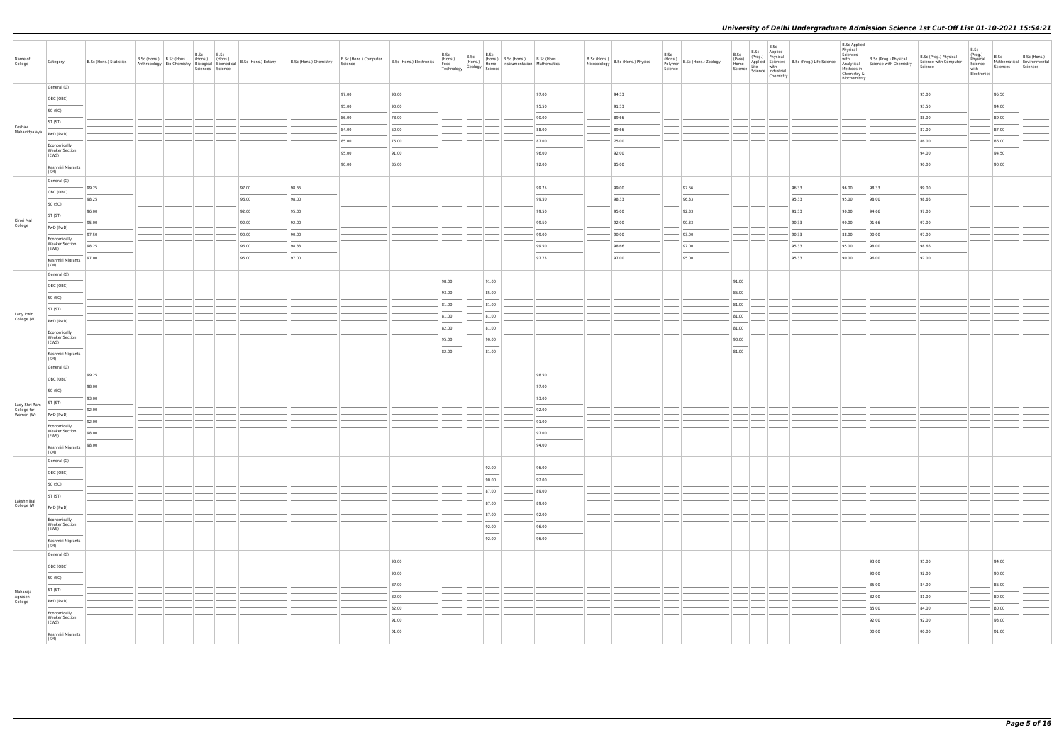| Name of College | Category | B.Sc (Hons.) Statistics | B.Sc (Hons.) Anthropology | B.Sc (Hons.) Bio-Chemistry | B.Sc (Hons.) Biological Sciences | B.Sc (Hons.) Biomedical Science | B.Sc (Hons.) Botany | B.Sc (Hons.) Chemistry | B.Sc (Hons.) Computer Science | B.Sc (Hons.) Electronics | B.Sc (Hons.) Food Technology | B.Sc (Hons.) Geology | B.Sc (Hons.) Home Science | B.Sc (Hons.) Instrumentation | B.Sc (Hons.) Mathematics | B.Sc (Hons.) Microbiology | B.Sc (Hons.) Physics | B.Sc (Hons.) Polymer Science | B.Sc (Hons.) Zoology | B.Sc (Pass) Home Science | B.Sc (Prog.) Applied Life Science | B.Sc Applied Physical Sciences with Industrial Chemistry | B.Sc (Prog.) Life Science | B.Sc Applied Physical Sciences with Analytical Methods in Chemistry & Biochemistry | B.Sc (Prog.) Physical Science with Chemistry | B.Sc (Prog.) Physical Science with Computer Science | B.Sc (Prog.) Physical Science with Electronics | B.Sc Mathematical Sciences | B.Sc (Hons.) Environmental Sciences |
|---|---|---|---|---|---|---|---|---|---|---|---|---|---|---|---|---|---|---|---|---|---|---|---|---|---|---|---|---|---|
| Keshav Mahavidyalaya | General (G) | | | | | | | | 97.00 | 93.00 | | | | | 97.00 | | 94.33 | | | | | | | | | 95.00 | | 95.50 | |
| | OBC (OBC) | | | | | | | | 95.00 | 90.00 | | | | | 95.50 | | 91.33 | | | | | | | | | 93.50 | | 94.00 | |
| | SC (SC) | | | | | | | | 86.00 | 78.00 | | | | | 90.00 | | 89.66 | | | | | | | | | 88.00 | | 89.00 | |
| | ST (ST) | | | | | | | | 84.00 | 60.00 | | | | | 88.00 | | 89.66 | | | | | | | | | 87.00 | | 87.00 | |
| | PwD (PwD) | | | | | | | | 85.00 | 75.00 | | | | | 87.00 | | 75.00 | | | | | | | | | 86.00 | | 86.00 | |
| | Economically Weaker Section (EWS) | | | | | | | | 95.00 | 91.00 | | | | | 96.00 | | 92.00 | | | | | | | | | 94.00 | | 94.50 | |
| | Kashmiri Migrants (KM) | | | | | | | | 90.00 | 85.00 | | | | | 92.00 | | 85.00 | | | | | | | | | 90.00 | | 90.00 | |
| Kirori Mal College | General (G) | 99.25 | | | | | 97.00 | 98.66 | | | | | | | 99.75 | | 99.00 | | 97.66 | | | | 96.33 | 96.00 | 98.33 | 99.00 | | | |
| | OBC (OBC) | 98.25 | | | | | 96.00 | 98.00 | | | | | | | 99.50 | | 98.33 | | 96.33 | | | | 95.33 | 95.00 | 98.00 | 98.66 | | | |
| | SC (SC) | 96.00 | | | | | 92.00 | 95.00 | | | | | | | 99.50 | | 95.00 | | 92.33 | | | | 91.33 | 90.00 | 94.66 | 97.00 | | | |
| | ST (ST) | 95.00 | | | | | 92.00 | 92.00 | | | | | | | 99.50 | | 92.00 | | 90.33 | | | | 90.33 | 90.00 | 91.66 | 97.00 | | | |
| | PwD (PwD) | 97.50 | | | | | 90.00 | 90.00 | | | | | | | 99.00 | | 90.00 | | 93.00 | | | | 90.33 | 88.00 | 90.00 | 97.00 | | | |
| | Economically Weaker Section (EWS) | 98.25 | | | | | 96.00 | 98.33 | | | | | | | 99.50 | | 98.66 | | 97.00 | | | | 95.33 | 95.00 | 98.00 | 98.66 | | | |
| | Kashmiri Migrants (KM) | 97.00 | | | | | 95.00 | 97.00 | | | | | | | 97.75 | | 97.00 | | 95.00 | | | | 95.33 | 90.00 | 96.00 | 97.00 | | | |
| Lady Irwin College (W) | General (G) | | | | | | | | | | 98.00 | | 91.00 | | | | | | | 91.00 | | | | | | | | | |
| | OBC (OBC) | | | | | | | | | | 93.00 | | 85.00 | | | | | | | 85.00 | | | | | | | | | |
| | SC (SC) | | | | | | | | | | 81.00 | | 81.00 | | | | | | | 81.00 | | | | | | | | | |
| | ST (ST) | | | | | | | | | | 81.00 | | 81.00 | | | | | | | 81.00 | | | | | | | | | |
| | PwD (PwD) | | | | | | | | | | 82.00 | | 81.00 | | | | | | | 81.00 | | | | | | | | | |
| | Economically Weaker Section (EWS) | | | | | | | | | | 95.00 | | 90.00 | | | | | | | 90.00 | | | | | | | | | |
| | Kashmiri Migrants (KM) | | | | | | | | | | 82.00 | | 81.00 | | | | | | | 81.00 | | | | | | | | | |
| Lady Shri Ram College for Women (W) | General (G) | 99.25 | | | | | | | | | | | | | 98.50 | | | | | | | | | | | | | | |
| | OBC (OBC) | 98.00 | | | | | | | | | | | | | 97.00 | | | | | | | | | | | | | | |
| | SC (SC) | 93.00 | | | | | | | | | | | | | 93.00 | | | | | | | | | | | | | | |
| | ST (ST) | 92.00 | | | | | | | | | | | | | 92.00 | | | | | | | | | | | | | | |
| | PwD (PwD) | 92.00 | | | | | | | | | | | | | 91.00 | | | | | | | | | | | | | | |
| | Economically Weaker Section (EWS) | 98.00 | | | | | | | | | | | | | 97.00 | | | | | | | | | | | | | | |
| | Kashmiri Migrants (KM) | 98.00 | | | | | | | | | | | | | 94.00 | | | | | | | | | | | | | | |
| Lakshmibai College (W) | General (G) | | | | | | | | | | | | 92.00 | | 96.00 | | | | | | | | | | | | | | |
| | OBC (OBC) | | | | | | | | | | | | 90.00 | | 92.00 | | | | | | | | | | | | | | |
| | SC (SC) | | | | | | | | | | | | 87.00 | | 89.00 | | | | | | | | | | | | | | |
| | ST (ST) | | | | | | | | | | | | 87.00 | | 89.00 | | | | | | | | | | | | | | |
| | PwD (PwD) | | | | | | | | | | | | 87.00 | | 92.00 | | | | | | | | | | | | | | |
| | Economically Weaker Section (EWS) | | | | | | | | | | | | 92.00 | | 96.00 | | | | | | | | | | | | | | |
| | Kashmiri Migrants (KM) | | | | | | | | | | | | 92.00 | | 96.00 | | | | | | | | | | | | | | |
| Maharaja Agrasen College | General (G) | | | | | | | | | 93.00 | | | | | | | | | | | | | | | 93.00 | 95.00 | | 94.00 | |
| | OBC (OBC) | | | | | | | | | 90.00 | | | | | | | | | | | | | | | 90.00 | 92.00 | | 90.00 | |
| | SC (SC) | | | | | | | | | 87.00 | | | | | | | | | | | | | | | 85.00 | 84.00 | | 86.00 | |
| | ST (ST) | | | | | | | | | 82.00 | | | | | | | | | | | | | | | 82.00 | 81.00 | | 80.00 | |
| | PwD (PwD) | | | | | | | | | 82.00 | | | | | | | | | | | | | | | 85.00 | 84.00 | | 80.00 | |
| | Economically Weaker Section (EWS) | | | | | | | | | 91.00 | | | | | | | | | | | | | | | 92.00 | 92.00 | | 93.00 | |
| | Kashmiri Migrants (KM) | | | | | | | | | 91.00 | | | | | | | | | | | | | | | 90.00 | 90.00 | | 91.00 | |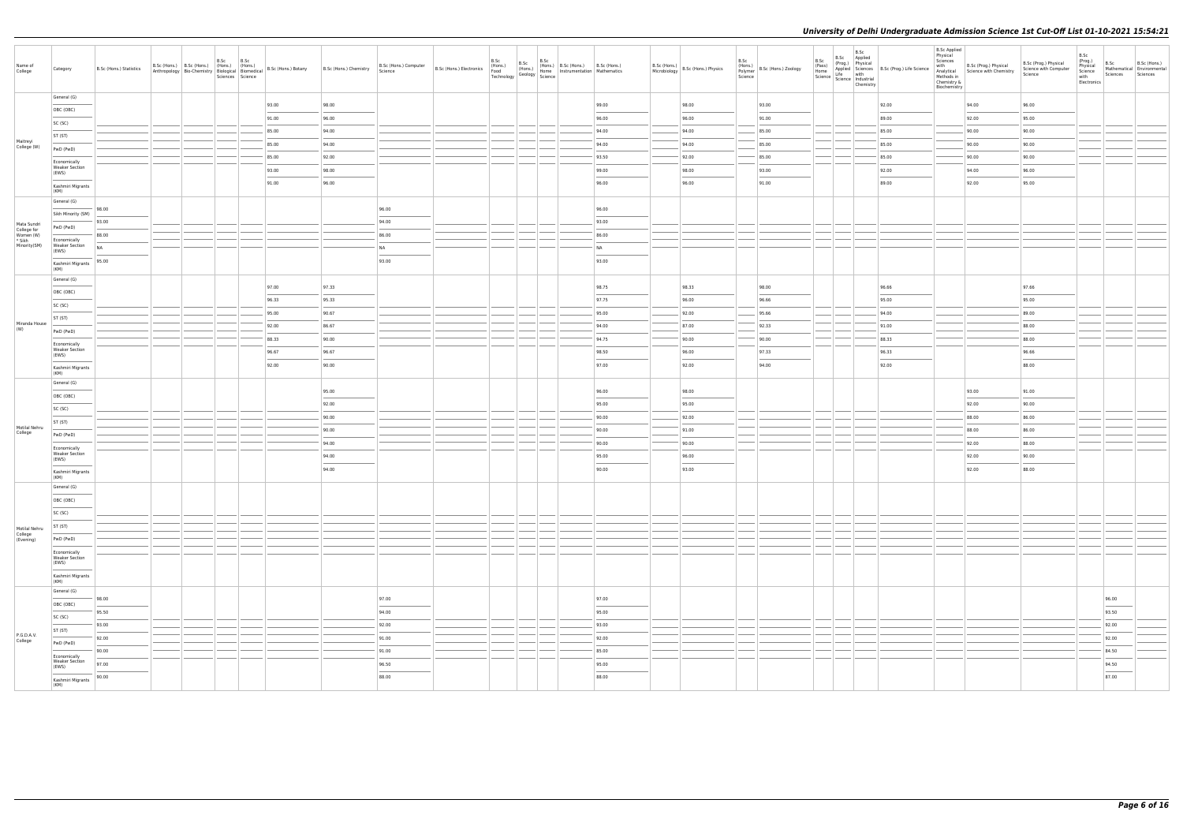| Name of College | Category | B.Sc (Hons.) Statistics | B.Sc (Hons.) Anthropology | B.Sc (Hons.) Bio-Chemistry | B.Sc (Hons.) Biological Sciences | B.Sc (Hons.) Biomedical Science | B.Sc (Hons.) Botany | B.Sc (Hons.) Chemistry | B.Sc (Hons.) Computer Science | B.Sc (Hons.) Electronics | B.Sc (Hons.) Food Technology | B.Sc (Hons.) Geology | B.Sc (Hons.) Home Science | B.Sc (Hons.) Instrumentation | B.Sc (Hons.) Mathematics | B.Sc (Hons.) Microbiology | B.Sc (Hons.) Physics | B.Sc (Hons.) Polymer Science | B.Sc (Hons.) Zoology | B.Sc (Pass) Home Science | B.Sc (Prog.) Applied Life Science | B.Sc Applied Physical Sciences with Industrial Chemistry | B.Sc (Prog.) Life Science | B.Sc Applied Physical Sciences with Analytical Methods in Chemistry & Biochemistry | B.Sc (Prog.) Physical Science with Chemistry | B.Sc (Prog.) Physical Science with Computer Science | B.Sc (Prog.) Physical Science with Electronics | B.Sc Mathematical Sciences | B.Sc (Hons.) Environmental Sciences |
|---|---|---|---|---|---|---|---|---|---|---|---|---|---|---|---|---|---|---|---|---|---|---|---|---|---|---|---|---|---|
| Maitreyi College (W) | General (G) | | | | | | 93.00 | 98.00 | | | | | | | 99.00 | | 98.00 | | 93.00 | | | | 92.00 | | 94.00 | 96.00 | | | |
| | OBC (OBC) | | | | | | 91.00 | 96.00 | | | | | | | 96.00 | | 96.00 | | 91.00 | | | | 89.00 | | 92.00 | 95.00 | | | |
| | SC (SC) | | | | | | 85.00 | 94.00 | | | | | | | 94.00 | | 94.00 | | 85.00 | | | | 85.00 | | 90.00 | 90.00 | | | |
| | ST (ST) | | | | | | 85.00 | 94.00 | | | | | | | 94.00 | | 94.00 | | 85.00 | | | | 85.00 | | 90.00 | 90.00 | | | |
| | PwD (PwD) | | | | | | 85.00 | 92.00 | | | | | | | 93.50 | | 92.00 | | 85.00 | | | | 85.00 | | 90.00 | 90.00 | | | |
| | Economically Weaker Section (EWS) | | | | | | 93.00 | 98.00 | | | | | | | 99.00 | | 98.00 | | 93.00 | | | | 92.00 | | 94.00 | 96.00 | | | |
| | Kashmiri Migrants (KM) | | | | | | 91.00 | 96.00 | | | | | | | 96.00 | | 96.00 | | 91.00 | | | | 89.00 | | 92.00 | 95.00 | | | |
| Mata Sundri College for Women (W) * Sikh Minority(SM) | General (G) | | | | | | | | | | | | | | | | | | | | | | | | | | | | |
| | Sikh Minority (SM) | 98.00 | | | | | | | 96.00 | | | | | | 96.00 | | | | | | | | | | | | | | |
| | PwD (PwD) | 93.00 | | | | | | | 94.00 | | | | | | 93.00 | | | | | | | | | | | | | | |
| | Economically Weaker Section (EWS) | 88.00 | | | | | | | 86.00 | | | | | | 86.00 | | | | | | | | | | | | | | |
| | | NA | | | | | | | NA | | | | | | NA | | | | | | | | | | | | | | |
| | Kashmiri Migrants (KM) | 95.00 | | | | | | | 93.00 | | | | | | 93.00 | | | | | | | | | | | | | | |
| Miranda House (W) | General (G) | | | | | | 97.00 | 97.33 | | | | | | | 98.75 | | 98.33 | | 98.00 | | | | 96.66 | | | 97.66 | | | |
| | OBC (OBC) | | | | | | 96.33 | 95.33 | | | | | | | 97.75 | | 96.00 | | 96.66 | | | | 95.00 | | | 95.00 | | | |
| | SC (SC) | | | | | | 95.00 | 90.67 | | | | | | | 95.00 | | 92.00 | | 95.66 | | | | 94.00 | | | 89.00 | | | |
| | ST (ST) | | | | | | 92.00 | 86.67 | | | | | | | 94.00 | | 87.00 | | 92.33 | | | | 91.00 | | | 88.00 | | | |
| | PwD (PwD) | | | | | | 88.33 | 90.00 | | | | | | | 94.75 | | 90.00 | | 90.00 | | | | 88.33 | | | 88.00 | | | |
| | Economically Weaker Section (EWS) | | | | | | 96.67 | 96.67 | | | | | | | 98.50 | | 96.00 | | 97.33 | | | | 96.33 | | | 96.66 | | | |
| | Kashmiri Migrants (KM) | | | | | | 92.00 | 90.00 | | | | | | | 97.00 | | 92.00 | | 94.00 | | | | 92.00 | | | 88.00 | | | |
| Motilal Nehru College | General (G) | | | | | | | 95.00 | | | | | | | 96.00 | | 98.00 | | | | | | | | 93.00 | 91.00 | | | |
| | OBC (OBC) | | | | | | | 92.00 | | | | | | | 95.00 | | 95.00 | | | | | | | | 92.00 | 90.00 | | | |
| | SC (SC) | | | | | | | 90.00 | | | | | | | 90.00 | | 92.00 | | | | | | | | 88.00 | 86.00 | | | |
| | ST (ST) | | | | | | | 90.00 | | | | | | | 90.00 | | 91.00 | | | | | | | | 88.00 | 86.00 | | | |
| | PwD (PwD) | | | | | | | 94.00 | | | | | | | 90.00 | | 90.00 | | | | | | | | 92.00 | 88.00 | | | |
| | Economically Weaker Section (EWS) | | | | | | | 94.00 | | | | | | | 95.00 | | 96.00 | | | | | | | | 92.00 | 90.00 | | | |
| | Kashmiri Migrants (KM) | | | | | | | 94.00 | | | | | | | 90.00 | | 93.00 | | | | | | | | 92.00 | 88.00 | | | |
| Motilal Nehru College (Evening) | General (G) | | | | | | | | | | | | | | | | | | | | | | | | | | | | |
| | OBC (OBC) | | | | | | | | | | | | | | | | | | | | | | | | | | | | |
| | SC (SC) | | | | | | | | | | | | | | | | | | | | | | | | | | | | |
| | ST (ST) | | | | | | | | | | | | | | | | | | | | | | | | | | | | |
| | PwD (PwD) | | | | | | | | | | | | | | | | | | | | | | | | | | | | |
| | Economically Weaker Section (EWS) | | | | | | | | | | | | | | | | | | | | | | | | | | | | |
| | Kashmiri Migrants (KM) | | | | | | | | | | | | | | | | | | | | | | | | | | | | |
| P.G.D.A.V. College | General (G) | 98.00 | | | | | | | 97.00 | | | | | | 97.00 | | | | | | | | | | | | | 96.00 | |
| | OBC (OBC) | 95.50 | | | | | | | 94.00 | | | | | | 95.00 | | | | | | | | | | | | | 93.50 | |
| | SC (SC) | 93.00 | | | | | | | 92.00 | | | | | | 93.00 | | | | | | | | | | | | | 92.00 | |
| | ST (ST) | 92.00 | | | | | | | 91.00 | | | | | | 92.00 | | | | | | | | | | | | | 92.00 | |
| | PwD (PwD) | 90.00 | | | | | | | 91.00 | | | | | | 85.00 | | | | | | | | | | | | | 84.50 | |
| | Economically Weaker Section (EWS) | 97.00 | | | | | | | 96.50 | | | | | | 95.00 | | | | | | | | | | | | | 94.50 | |
| | Kashmiri Migrants (KM) | 90.00 | | | | | | | 88.00 | | | | | | 88.00 | | | | | | | | | | | | | 87.00 | |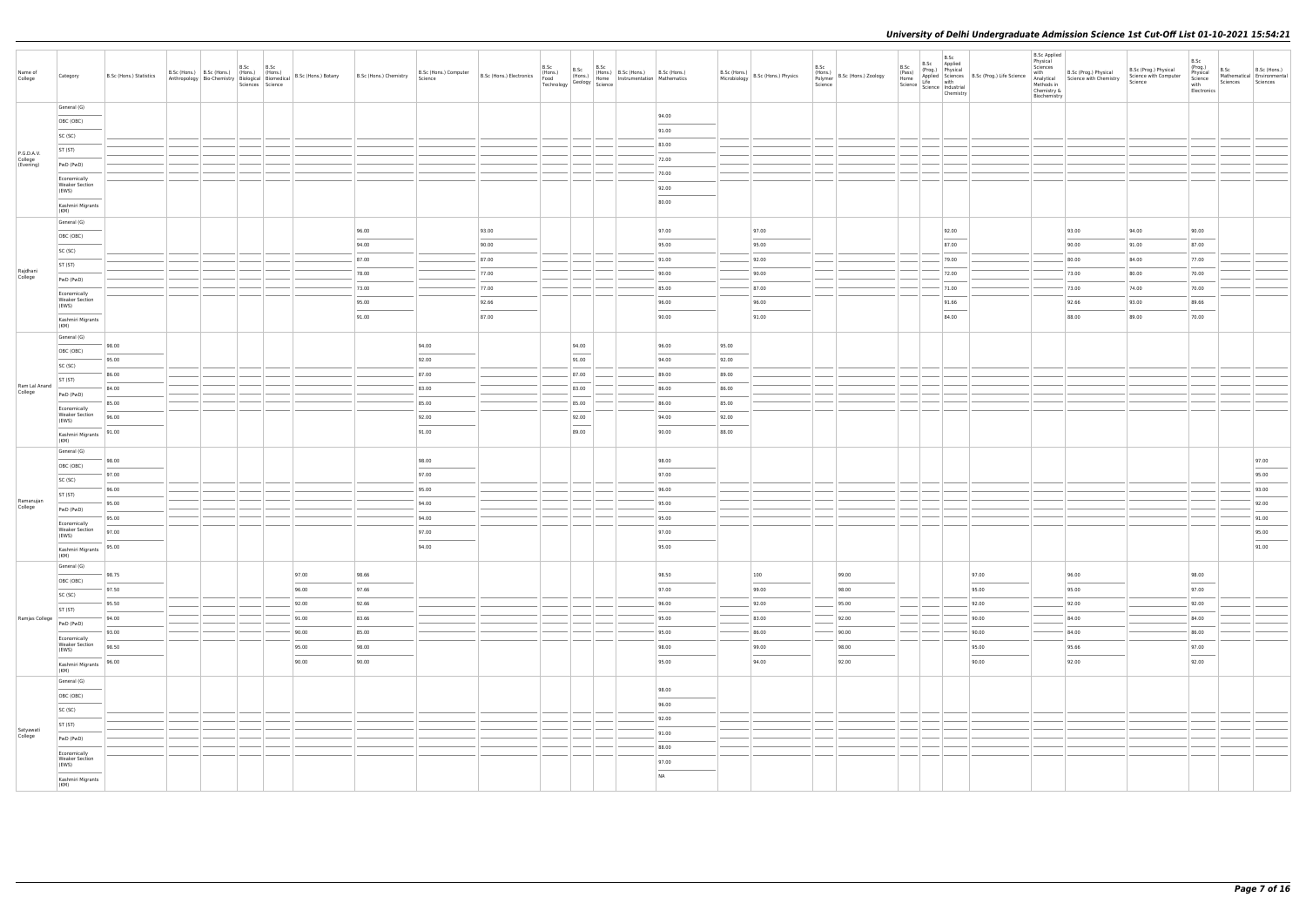# University of Delhi Undergraduate Admission Science 1st Cut-Off List 01-10-2021 15:54:21

| Name of College | Category | B.Sc (Hons.) Statistics | B.Sc (Hons.) Anthropology | B.Sc (Hons.) Bio-Chemistry | B.Sc (Hons.) Biological Sciences | B.Sc (Hons.) Biomedical Science | B.Sc (Hons.) Botany | B.Sc (Hons.) Chemistry | B.Sc (Hons.) Computer Science | B.Sc (Hons.) Electronics | B.Sc (Hons.) Food Technology | B.Sc (Hons.) Geology | B.Sc (Hons.) Home Science | B.Sc (Hons.) Instrumentation | B.Sc (Hons.) Mathematics | B.Sc (Hons.) Microbiology | B.Sc (Hons.) Physics | B.Sc (Hons.) Polymer Science | B.Sc (Hons.) Zoology | B.Sc (Pass) Home Science | B.Sc (Prog.) Applied Life Science | B.Sc Applied Physical Sciences with Industrial Chemistry | B.Sc (Prog.) Life Science | B.Sc Applied Physical Sciences with Analytical Methods in Chemistry & Biochemistry | B.Sc (Prog.) Physical Science with Chemistry | B.Sc (Prog.) Physical Science with Computer Science | B.Sc (Prog.) Physical Science with Electronics | B.Sc Mathematical Sciences | B.Sc (Hons.) Environmental Sciences |
|---|---|---|---|---|---|---|---|---|---|---|---|---|---|---|---|---|---|---|---|---|---|---|---|---|---|---|---|---|---|
| P.G.D.A.V. College (Evening) | General (G) | | | | | | | | | | | | | | 94.00 | | | | | | | | | | | | | | |
| | OBC (OBC) | | | | | | | | | | | | | | 91.00 | | | | | | | | | | | | | | |
| | SC (SC) | | | | | | | | | | | | | | 83.00 | | | | | | | | | | | | | | |
| | ST (ST) | | | | | | | | | | | | | | 72.00 | | | | | | | | | | | | | | |
| | PwD (PwD) | | | | | | | | | | | | | | 70.00 | | | | | | | | | | | | | | |
| | Economically Weaker Section (EWS) | | | | | | | | | | | | | | 92.00 | | | | | | | | | | | | | | |
| | Kashmiri Migrants (KM) | | | | | | | | | | | | | | 80.00 | | | | | | | | | | | | | | |
| Rajdhani College | General (G) | | | | | | | 96.00 | | 93.00 | | | | | 97.00 | | 97.00 | | | | | 92.00 | | | 93.00 | 94.00 | 90.00 | | |
| | OBC (OBC) | | | | | | | 94.00 | | 90.00 | | | | | 95.00 | | 95.00 | | | | | 87.00 | | | 90.00 | 91.00 | 87.00 | | |
| | SC (SC) | | | | | | | 87.00 | | 87.00 | | | | | 91.00 | | 92.00 | | | | | 79.00 | | | 80.00 | 84.00 | 77.00 | | |
| | ST (ST) | | | | | | | 78.00 | | 77.00 | | | | | 90.00 | | 90.00 | | | | | 72.00 | | | 73.00 | 80.00 | 70.00 | | |
| | PwD (PwD) | | | | | | | 73.00 | | 77.00 | | | | | 85.00 | | 87.00 | | | | | 71.00 | | | 73.00 | 74.00 | 70.00 | | |
| | Economically Weaker Section (EWS) | | | | | | | 95.00 | | 92.66 | | | | | 96.00 | | 96.00 | | | | | 91.66 | | | 92.66 | 93.00 | 89.66 | | |
| | Kashmiri Migrants (KM) | | | | | | | 91.00 | | 87.00 | | | | | 90.00 | | 91.00 | | | | | 84.00 | | | 88.00 | 89.00 | 70.00 | | |
| Ram Lal Anand College | General (G) | 98.00 | | | | | | | 94.00 | | | 94.00 | | | 96.00 | 95.00 | | | | | | | | | | | | | |
| | OBC (OBC) | 95.00 | | | | | | | 92.00 | | | 91.00 | | | 94.00 | 92.00 | | | | | | | | | | | | | |
| | SC (SC) | 86.00 | | | | | | | 87.00 | | | 87.00 | | | 89.00 | 89.00 | | | | | | | | | | | | | |
| | ST (ST) | 84.00 | | | | | | | 83.00 | | | 83.00 | | | 86.00 | 86.00 | | | | | | | | | | | | | |
| | PwD (PwD) | 85.00 | | | | | | | 85.00 | | | 85.00 | | | 86.00 | 85.00 | | | | | | | | | | | | | |
| | Economically Weaker Section (EWS) | 96.00 | | | | | | | 92.00 | | | 92.00 | | | 94.00 | 92.00 | | | | | | | | | | | | | |
| | Kashmiri Migrants (KM) | 91.00 | | | | | | | 91.00 | | | 89.00 | | | 90.00 | 88.00 | | | | | | | | | | | | | |
| Ramanujan College | General (G) | 98.00 | | | | | | | 98.00 | | | | | | 98.00 | | | | | | | | | | | | | | 97.00 |
| | OBC (OBC) | 97.00 | | | | | | | 97.00 | | | | | | 97.00 | | | | | | | | | | | | | | 95.00 |
| | SC (SC) | 96.00 | | | | | | | 95.00 | | | | | | 96.00 | | | | | | | | | | | | | | 93.00 |
| | ST (ST) | 95.00 | | | | | | | 94.00 | | | | | | 95.00 | | | | | | | | | | | | | | 92.00 |
| | PwD (PwD) | 95.00 | | | | | | | 94.00 | | | | | | 95.00 | | | | | | | | | | | | | | 91.00 |
| | Economically Weaker Section (EWS) | 97.00 | | | | | | | 97.00 | | | | | | 97.00 | | | | | | | | | | | | | | 95.00 |
| | Kashmiri Migrants (KM) | 95.00 | | | | | | | 94.00 | | | | | | 95.00 | | | | | | | | | | | | | | 91.00 |
| Ramjas College | General (G) | 98.75 | | | | | 97.00 | 98.66 | | | | | | | 98.50 | | 100 | | 99.00 | | | | 97.00 | | 96.00 | | 98.00 | | |
| | OBC (OBC) | 97.50 | | | | | 96.00 | 97.66 | | | | | | | 97.00 | | 99.00 | | 98.00 | | | | 95.00 | | 95.00 | | 97.00 | | |
| | SC (SC) | 95.50 | | | | | 92.00 | 92.66 | | | | | | | 96.00 | | 92.00 | | 95.00 | | | | 92.00 | | 92.00 | | 92.00 | | |
| | ST (ST) | 94.00 | | | | | 91.00 | 83.66 | | | | | | | 95.00 | | 83.00 | | 92.00 | | | | 90.00 | | 84.00 | | 84.00 | | |
| | PwD (PwD) | 93.00 | | | | | 90.00 | 85.00 | | | | | | | 95.00 | | 86.00 | | 90.00 | | | | 90.00 | | 84.00 | | 86.00 | | |
| | Economically Weaker Section (EWS) | 98.50 | | | | | 95.00 | 98.00 | | | | | | | 98.00 | | 99.00 | | 98.00 | | | | 95.00 | | 95.66 | | 97.00 | | |
| | Kashmiri Migrants (KM) | 96.00 | | | | | 90.00 | 90.00 | | | | | | | 95.00 | | 94.00 | | 92.00 | | | | 90.00 | | 92.00 | | 92.00 | | |
| Satyawati College | General (G) | | | | | | | | | | | | | | 98.00 | | | | | | | | | | | | | | |
| | OBC (OBC) | | | | | | | | | | | | | | 96.00 | | | | | | | | | | | | | | |
| | SC (SC) | | | | | | | | | | | | | | 92.00 | | | | | | | | | | | | | | |
| | ST (ST) | | | | | | | | | | | | | | 91.00 | | | | | | | | | | | | | | |
| | PwD (PwD) | | | | | | | | | | | | | | 88.00 | | | | | | | | | | | | | | |
| | Economically Weaker Section (EWS) | | | | | | | | | | | | | | 97.00 | | | | | | | | | | | | | | |
| | Kashmiri Migrants (KM) | | | | | | | | | | | | | | NA | | | | | | | | | | | | | | |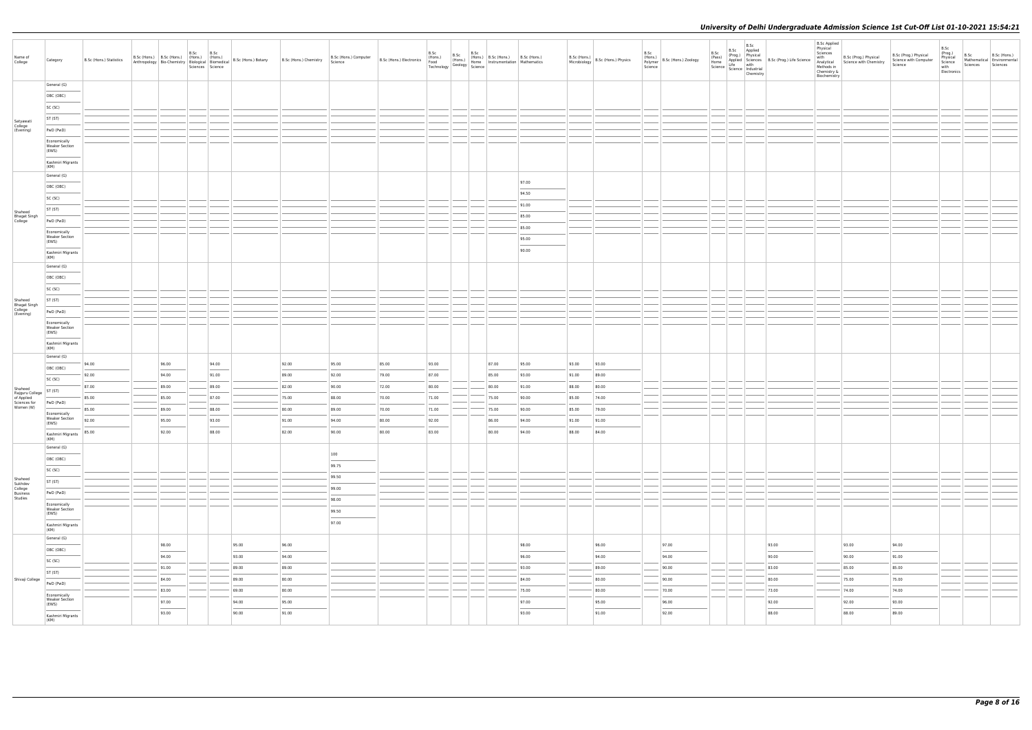| Name of College | Category | B.Sc (Hons.) Statistics | B.Sc (Hons.) Anthropology | B.Sc (Hons.) Bio-Chemistry | B.Sc (Hons.) Biological Sciences | B.Sc (Hons.) Biomedical Science | B.Sc (Hons.) Botany | B.Sc (Hons.) Chemistry | B.Sc (Hons.) Computer Science | B.Sc (Hons.) Electronics | B.Sc (Hons.) Food Technology | B.Sc (Hons.) Geology | B.Sc (Hons.) Home Science | B.Sc (Hons.) Instrumentation | B.Sc (Hons.) Mathematics | B.Sc (Hons.) Microbiology | B.Sc (Hons.) Physics | B.Sc (Hons.) Polymer Science | B.Sc (Hons.) Zoology | B.Sc (Pass) Home Science | B.Sc (Prog.) Applied Life Science | B.Sc Applied Physical Sciences with Industrial Chemistry | B.Sc (Prog.) Life Science | B.Sc Applied Physical Sciences with Analytical Methods in Chemistry & Biochemistry | B.Sc (Prog.) Physical Science with Chemistry | B.Sc (Prog.) Physical Science with Computer Science | B.Sc (Prog.) Physical Science with Electronics | B.Sc Mathematical Sciences | B.Sc (Hons.) Environmental Sciences |
|---|---|---|---|---|---|---|---|---|---|---|---|---|---|---|---|---|---|---|---|---|---|---|---|---|---|---|---|---|---|
| Satyawati College (Evening) | General (G) | | | | | | | | | | | | | | | | | | | | | | | | | | | | |
| | OBC (OBC) | | | | | | | | | | | | | | | | | | | | | | | | | | | | |
| | SC (SC) | | | | | | | | | | | | | | | | | | | | | | | | | | | | |
| | ST (ST) | | | | | | | | | | | | | | | | | | | | | | | | | | | | |
| | PwD (PwD) | | | | | | | | | | | | | | | | | | | | | | | | | | | | |
| | Economically Weaker Section (EWS) | | | | | | | | | | | | | | | | | | | | | | | | | | | | |
| | Kashmiri Migrants (KM) | | | | | | | | | | | | | | | | | | | | | | | | | | | | |
| Shaheed Bhagat Singh College | General (G) | | | | | | | | | | | | | | 97.00 | | | | | | | | | | | | | | |
| | OBC (OBC) | | | | | | | | | | | | | | 94.50 | | | | | | | | | | | | | | |
| | SC (SC) | | | | | | | | | | | | | | 91.00 | | | | | | | | | | | | | | |
| | ST (ST) | | | | | | | | | | | | | | 85.00 | | | | | | | | | | | | | | |
| | PwD (PwD) | | | | | | | | | | | | | | 85.00 | | | | | | | | | | | | | | |
| | Economically Weaker Section (EWS) | | | | | | | | | | | | | | 95.00 | | | | | | | | | | | | | | |
| | Kashmiri Migrants (KM) | | | | | | | | | | | | | | 90.00 | | | | | | | | | | | | | | |
| Shaheed Bhagat Singh College (Evening) | General (G) | | | | | | | | | | | | | | | | | | | | | | | | | | | | |
| | OBC (OBC) | | | | | | | | | | | | | | | | | | | | | | | | | | | | |
| | SC (SC) | | | | | | | | | | | | | | | | | | | | | | | | | | | | |
| | ST (ST) | | | | | | | | | | | | | | | | | | | | | | | | | | | | |
| | PwD (PwD) | | | | | | | | | | | | | | | | | | | | | | | | | | | | |
| | Economically Weaker Section (EWS) | | | | | | | | | | | | | | | | | | | | | | | | | | | | |
| | Kashmiri Migrants (KM) | | | | | | | | | | | | | | | | | | | | | | | | | | | | |
| Shaheed Rajguru College of Applied Sciences for Women (W) | General (G) | 94.00 | | 96.00 | | 94.00 | | 92.00 | 95.00 | 85.00 | 93.00 | | | 87.00 | 95.00 | 93.00 | 93.00 | | | | | | | | | | | | |
| | OBC (OBC) | 92.00 | | 94.00 | | 91.00 | | 89.00 | 92.00 | 79.00 | 87.00 | | | 85.00 | 93.00 | 91.00 | 89.00 | | | | | | | | | | | | |
| | SC (SC) | 87.00 | | 89.00 | | 89.00 | | 82.00 | 90.00 | 72.00 | 80.00 | | | 80.00 | 91.00 | 88.00 | 80.00 | | | | | | | | | | | | |
| | ST (ST) | 85.00 | | 85.00 | | 87.00 | | 75.00 | 88.00 | 70.00 | 71.00 | | | 75.00 | 90.00 | 85.00 | 74.00 | | | | | | | | | | | | |
| | PwD (PwD) | 85.00 | | 89.00 | | 88.00 | | 80.00 | 89.00 | 70.00 | 71.00 | | | 75.00 | 90.00 | 85.00 | 79.00 | | | | | | | | | | | | |
| | Economically Weaker Section (EWS) | 92.00 | | 95.00 | | 93.00 | | 91.00 | 94.00 | 80.00 | 92.00 | | | 86.00 | 94.00 | 91.00 | 91.00 | | | | | | | | | | | | |
| | Kashmiri Migrants (KM) | 85.00 | | 92.00 | | 88.00 | | 82.00 | 90.00 | 80.00 | 83.00 | | | 80.00 | 94.00 | 88.00 | 84.00 | | | | | | | | | | | | |
| Shaheed Sukhdev College Business Studies | General (G) | | | | | | | | 100 | | | | | | | | | | | | | | | | | | | | |
| | OBC (OBC) | | | | | | | | 99.75 | | | | | | | | | | | | | | | | | | | | |
| | SC (SC) | | | | | | | | 99.50 | | | | | | | | | | | | | | | | | | | | |
| | ST (ST) | | | | | | | | 99.00 | | | | | | | | | | | | | | | | | | | | |
| | PwD (PwD) | | | | | | | | 98.00 | | | | | | | | | | | | | | | | | | | | |
| | Economically Weaker Section (EWS) | | | | | | | | 99.50 | | | | | | | | | | | | | | | | | | | | |
| | Kashmiri Migrants (KM) | | | | | | | | 97.00 | | | | | | | | | | | | | | | | | | | | |
| Shivaji College | General (G) | | | 98.00 | | | 95.00 | 96.00 | | | | | | | 98.00 | | 96.00 | | 97.00 | | | | 93.00 | | 93.00 | 94.00 | | | |
| | OBC (OBC) | | | 94.00 | | | 93.00 | 94.00 | | | | | | | 96.00 | | 94.00 | | 94.00 | | | | 90.00 | | 90.00 | 91.00 | | | |
| | SC (SC) | | | 91.00 | | | 89.00 | 89.00 | | | | | | | 93.00 | | 89.00 | | 90.00 | | | | 83.00 | | 85.00 | 85.00 | | | |
| | ST (ST) | | | 84.00 | | | 89.00 | 80.00 | | | | | | | 84.00 | | 80.00 | | 90.00 | | | | 80.00 | | 75.00 | 75.00 | | | |
| | PwD (PwD) | | | 83.00 | | | 69.00 | 80.00 | | | | | | | 75.00 | | 80.00 | | 70.00 | | | | 73.00 | | 74.00 | 74.00 | | | |
| | Economically Weaker Section (EWS) | | | 97.00 | | | 94.00 | 95.00 | | | | | | | 97.00 | | 95.00 | | 96.00 | | | | 92.00 | | 92.00 | 93.00 | | | |
| | Kashmiri Migrants (KM) | | | 93.00 | | | 90.00 | 91.00 | | | | | | | 93.00 | | 91.00 | | 92.00 | | | | 88.00 | | 88.00 | 89.00 | | | |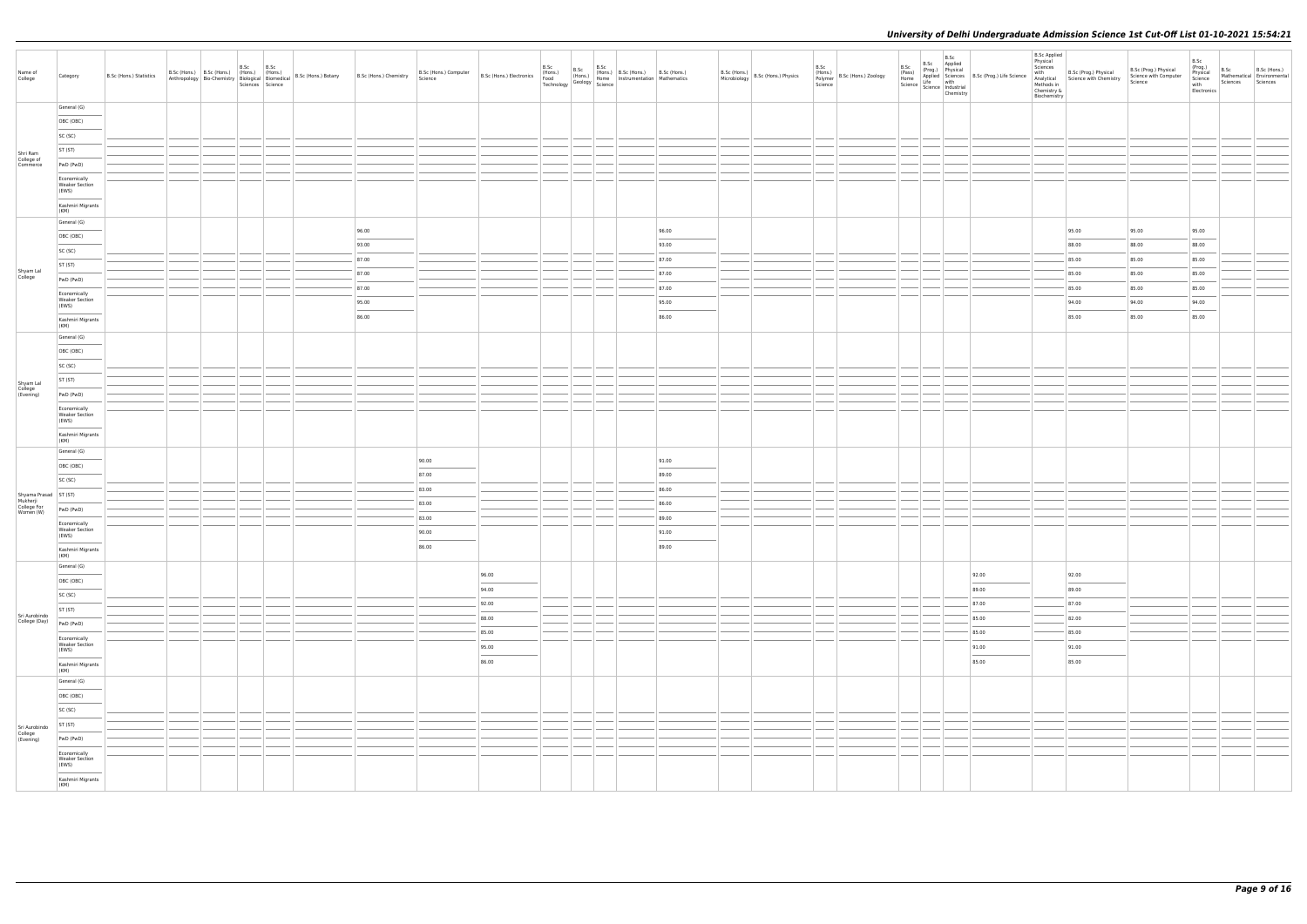| Name of College | Category | B.Sc (Hons.) Statistics | B.Sc (Hons.) Anthropology | B.Sc (Hons.) Bio-Chemistry | B.Sc (Hons.) Biological Sciences | B.Sc (Hons.) Biomedical Science | B.Sc (Hons.) Botany | B.Sc (Hons.) Chemistry | B.Sc (Hons.) Computer Science | B.Sc (Hons.) Electronics | B.Sc (Hons.) Food Technology | B.Sc (Hons.) Geology | B.Sc (Hons.) Home Science | B.Sc (Hons.) Instrumentation | B.Sc (Hons.) Mathematics | B.Sc (Hons.) Microbiology | B.Sc (Hons.) Physics | B.Sc (Hons.) Polymer Science | B.Sc (Hons.) Zoology | B.Sc (Pass) Home Science | B.Sc (Prog.) Applied Life Science | B.Sc Applied Physical Sciences with Industrial Chemistry | B.Sc (Prog.) Life Science | B.Sc Applied Physical Sciences with Analytical Methods in Chemistry & Biochemistry | B.Sc (Prog.) Physical Science with Chemistry | B.Sc (Prog.) Physical Science with Computer Science | B.Sc (Prog.) Physical Science with Electronics | B.Sc Mathematical Sciences | B.Sc (Hons.) Environmental Sciences |
|---|---|---|---|---|---|---|---|---|---|---|---|---|---|---|---|---|---|---|---|---|---|---|---|---|---|---|---|---|---|
| Shri Ram College of Commerce | General (G) | | | | | | | | | | | | | | | | | | | | | | | | | | | | |
| | OBC (OBC) | | | | | | | | | | | | | | | | | | | | | | | | | | | | |
| | SC (SC) | | | | | | | | | | | | | | | | | | | | | | | | | | | | |
| | ST (ST) | | | | | | | | | | | | | | | | | | | | | | | | | | | | |
| | PwD (PwD) | | | | | | | | | | | | | | | | | | | | | | | | | | | | |
| | Economically Weaker Section (EWS) | | | | | | | | | | | | | | | | | | | | | | | | | | | | |
| | Kashmiri Migrants (KM) | | | | | | | | | | | | | | | | | | | | | | | | | | | | |
| Shyam Lal College | General (G) | | | | | | | 96.00 | | | | | | | 96.00 | | | | | | | | | | 95.00 | 95.00 | 95.00 | | |
| | OBC (OBC) | | | | | | | 93.00 | | | | | | | 93.00 | | | | | | | | | | 88.00 | 88.00 | 88.00 | | |
| | SC (SC) | | | | | | | 87.00 | | | | | | | 87.00 | | | | | | | | | | 85.00 | 85.00 | 85.00 | | |
| | ST (ST) | | | | | | | 87.00 | | | | | | | 87.00 | | | | | | | | | | 85.00 | 85.00 | 85.00 | | |
| | PwD (PwD) | | | | | | | 87.00 | | | | | | | 87.00 | | | | | | | | | | 85.00 | 85.00 | 85.00 | | |
| | Economically Weaker Section (EWS) | | | | | | | 95.00 | | | | | | | 95.00 | | | | | | | | | | 94.00 | 94.00 | 94.00 | | |
| | Kashmiri Migrants (KM) | | | | | | | 86.00 | | | | | | | 86.00 | | | | | | | | | | 85.00 | 85.00 | 85.00 | | |
| Shyam Lal College (Evening) | General (G) | | | | | | | | | | | | | | | | | | | | | | | | | | | | |
| | OBC (OBC) | | | | | | | | | | | | | | | | | | | | | | | | | | | | |
| | SC (SC) | | | | | | | | | | | | | | | | | | | | | | | | | | | | |
| | ST (ST) | | | | | | | | | | | | | | | | | | | | | | | | | | | | |
| | PwD (PwD) | | | | | | | | | | | | | | | | | | | | | | | | | | | | |
| | Economically Weaker Section (EWS) | | | | | | | | | | | | | | | | | | | | | | | | | | | | |
| | Kashmiri Migrants (KM) | | | | | | | | | | | | | | | | | | | | | | | | | | | | |
| Shyama Prasad Mukherji College For Women (W) | General (G) | | | | | | | | 90.00 | | | | | | 91.00 | | | | | | | | | | | | | | |
| | OBC (OBC) | | | | | | | | 87.00 | | | | | | 89.00 | | | | | | | | | | | | | | |
| | SC (SC) | | | | | | | | 83.00 | | | | | | 86.00 | | | | | | | | | | | | | | |
| | ST (ST) | | | | | | | | 83.00 | | | | | | 86.00 | | | | | | | | | | | | | | |
| | PwD (PwD) | | | | | | | | 83.00 | | | | | | 89.00 | | | | | | | | | | | | | | |
| | Economically Weaker Section (EWS) | | | | | | | | 90.00 | | | | | | 91.00 | | | | | | | | | | | | | | |
| | Kashmiri Migrants (KM) | | | | | | | | 86.00 | | | | | | 89.00 | | | | | | | | | | | | | | |
| Sri Aurobindo College (Day) | General (G) | | | | | | | | | 96.00 | | | | | | | | | | | | | 92.00 | | 92.00 | | | | |
| | OBC (OBC) | | | | | | | | | 94.00 | | | | | | | | | | | | | 89.00 | | 89.00 | | | | |
| | SC (SC) | | | | | | | | | 92.00 | | | | | | | | | | | | | 87.00 | | 87.00 | | | | |
| | ST (ST) | | | | | | | | | 88.00 | | | | | | | | | | | | | 85.00 | | 82.00 | | | | |
| | PwD (PwD) | | | | | | | | | 85.00 | | | | | | | | | | | | | 85.00 | | 85.00 | | | | |
| | Economically Weaker Section (EWS) | | | | | | | | | 95.00 | | | | | | | | | | | | | 91.00 | | 91.00 | | | | |
| | Kashmiri Migrants (KM) | | | | | | | | | 86.00 | | | | | | | | | | | | | 85.00 | | 85.00 | | | | |
| Sri Aurobindo College (Evening) | General (G) | | | | | | | | | | | | | | | | | | | | | | | | | | | | |
| | OBC (OBC) | | | | | | | | | | | | | | | | | | | | | | | | | | | | |
| | SC (SC) | | | | | | | | | | | | | | | | | | | | | | | | | | | | |
| | ST (ST) | | | | | | | | | | | | | | | | | | | | | | | | | | | | |
| | PwD (PwD) | | | | | | | | | | | | | | | | | | | | | | | | | | | | |
| | Economically Weaker Section (EWS) | | | | | | | | | | | | | | | | | | | | | | | | | | | | |
| | Kashmiri Migrants (KM) | | | | | | | | | | | | | | | | | | | | | | | | | | | | |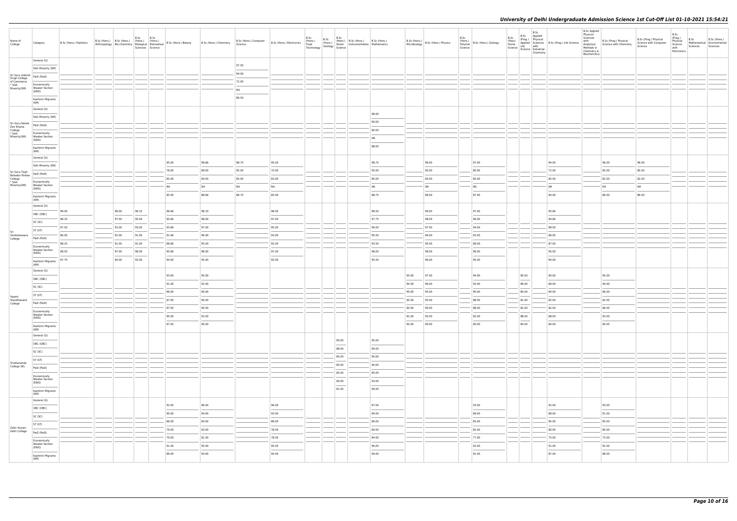| Name of College | Category | B.Sc (Hons.) Statistics | B.Sc (Hons.) Anthropology | B.Sc (Hons.) Bio-Chemistry | B.Sc (Hons.) Biological Sciences | B.Sc (Hons.) Biomedical Science | B.Sc (Hons.) Botany | B.Sc (Hons.) Chemistry | B.Sc (Hons.) Computer Science | B.Sc (Hons.) Electronics | B.Sc (Hons.) Food Technology | B.Sc (Hons.) Geology | B.Sc (Hons.) Home Science | B.Sc (Hons.) Instrumentation | B.Sc (Hons.) Mathematics | B.Sc (Hons.) Microbiology | B.Sc (Hons.) Physics | B.Sc (Hons.) Polymer Science | B.Sc (Hons.) Zoology | B.Sc (Pass) Home Science | B.Sc (Prog.) Applied Life Science | B.Sc Applied Physical Sciences with Industrial Chemistry | B.Sc (Prog.) Life Science | B.Sc Applied Physical Sciences with Analytical Methods in Chemistry & Biochemistry | B.Sc (Prog.) Physical Science with Chemistry | B.Sc (Prog.) Physical Science with Computer Science | B.Sc (Prog.) Physical Science with Electronics | B.Sc Mathematical Sciences | B.Sc (Hons.) Environmental Sciences |
|---|---|---|---|---|---|---|---|---|---|---|---|---|---|---|---|---|---|---|---|---|---|---|---|---|---|---|---|---|---|
| Sri Guru Gobind Singh College of Commerce * Sikh Minority(SM) | General (G) | | | | | | | | 97.50 | | | | | | | | | | | | | | | | | | | | |
| | Sikh Minority (SM) | | | | | | | | 94.00 | | | | | | | | | | | | | | | | | | | | |
| | PwD (PwD) | | | | | | | | 72.00 | | | | | | | | | | | | | | | | | | | | |
| | Economically Weaker Section (EWS) | | | | | | | | NA | | | | | | | | | | | | | | | | | | | | |
| | Kashmiri Migrants (KM) | | | | | | | | 86.50 | | | | | | | | | | | | | | | | | | | | |
| Sri Guru Nanak Dev Khalsa College * Sikh Minority(SM) | General (G) | | | | | | | | | | | | | | 98.00 | | | | | | | | | | | | | | |
| | Sikh Minority (SM) | | | | | | | | | | | | | | 90.00 | | | | | | | | | | | | | | |
| | PwD (PwD) | | | | | | | | | | | | | | 80.00 | | | | | | | | | | | | | | |
| | Economically Weaker Section (EWS) | | | | | | | | | | | | | | NA | | | | | | | | | | | | | | |
| | Kashmiri Migrants (KM) | | | | | | | | | | | | | | 88.00 | | | | | | | | | | | | | | |
| Sri Guru Tegh Bahadur Khalsa College * Sikh Minority(SM) | General (G) | | | | | | 95.00 | 98.66 | 98.75 | 95.00 | | | | | 98.75 | | 99.00 | | 97.00 | | | | 94.00 | | 96.00 | 96.00 | | | |
| | Sikh Minority (SM) | | | | | | 78.00 | 89.00 | 95.00 | 70.00 | | | | | 95.00 | | 90.00 | | 80.00 | | | | 72.00 | | 85.00 | 85.00 | | | |
| | PwD (PwD) | | | | | | 85.00 | 84.00 | 85.00 | 83.00 | | | | | 85.00 | | 85.00 | | 85.00 | | | | 85.00 | | 82.00 | 82.00 | | | |
| | Economically Weaker Section (EWS) | | | | | | NA | NA | NA | NA | | | | | NA | | NA | | NA | | | | NA | | NA | NA | | | |
| | Kashmiri Migrants (KM) | | | | | | 85.00 | 88.66 | 88.75 | 85.00 | | | | | 88.75 | | 89.00 | | 87.00 | | | | 84.00 | | 86.00 | 86.00 | | | |
| Sri Venkateswara College | General (G) | 99.00 | | 98.00 | 96.33 | | 96.66 | 98.33 | | 98.00 | | | | | 98.50 | | 99.00 | | 97.00 | | | | 95.66 | | | | | | |
| | OBC (OBC) | 98.25 | | 97.00 | 95.00 | | 95.66 | 98.00 | | 97.00 | | | | | 97.75 | | 98.00 | | 96.00 | | | | 94.66 | | | | | | |
| | SC (SC) | 97.50 | | 93.00 | 93.00 | | 93.66 | 97.00 | | 95.00 | | | | | 96.00 | | 97.00 | | 94.00 | | | | 89.00 | | | | | | |
| | ST (ST) | 96.00 | | 92.00 | 91.00 | | 91.66 | 96.00 | | 93.00 | | | | | 95.50 | | 96.00 | | 92.00 | | | | 86.00 | | | | | | |
| | PwD (PwD) | 98.25 | | 91.00 | 91.00 | | 88.66 | 95.00 | | 92.00 | | | | | 93.50 | | 95.00 | | 89.00 | | | | 87.00 | | | | | | |
| | Economically Weaker Section (EWS) | 98.50 | | 97.00 | 96.00 | | 95.66 | 98.00 | | 97.00 | | | | | 98.00 | | 98.00 | | 96.00 | | | | 95.00 | | | | | | |
| | Kashmiri Migrants (KM) | 97.75 | | 94.00 | 92.00 | | 94.00 | 95.00 | | 92.00 | | | | | 95.50 | | 96.00 | | 95.00 | | | | 94.00 | | | | | | |
| Swami Shardhanand College | General (G) | | | | | | 93.00 | 95.00 | | | | | | | | 95.00 | 97.00 | | 94.00 | | 90.00 | | 90.00 | | 95.00 | | | | |
| | OBC (OBC) | | | | | | 91.00 | 92.00 | | | | | | | | 94.00 | 96.00 | | 92.00 | | 89.00 | | 89.00 | | 94.00 | | | | |
| | SC (SC) | | | | | | 86.00 | 90.00 | | | | | | | | 90.00 | 95.00 | | 90.00 | | 84.00 | | 84.00 | | 86.00 | | | | |
| | ST (ST) | | | | | | 87.00 | 90.00 | | | | | | | | 90.00 | 95.00 | | 88.00 | | 81.00 | | 82.00 | | 82.00 | | | | |
| | PwD (PwD) | | | | | | 87.00 | 90.00 | | | | | | | | 90.00 | 90.00 | | 88.00 | | 82.00 | | 82.00 | | 86.00 | | | | |
| | Economically Weaker Section (EWS) | | | | | | 90.00 | 92.00 | | | | | | | | 92.00 | 95.00 | | 92.00 | | 88.00 | | 88.00 | | 93.00 | | | | |
| | Kashmiri Migrants (KM) | | | | | | 87.00 | 90.00 | | | | | | | | 90.00 | 90.00 | | 90.00 | | 84.00 | | 84.00 | | 90.00 | | | | |
| Vivekananda College (W) | General (G) | | | | | | | | | | | | 90.00 | | 95.00 | | | | | | | | | | | | | | |
| | OBC (OBC) | | | | | | | | | | | | 88.00 | | 90.00 | | | | | | | | | | | | | | |
| | SC (SC) | | | | | | | | | | | | 85.00 | | 90.00 | | | | | | | | | | | | | | |
| | ST (ST) | | | | | | | | | | | | 85.00 | | 90.00 | | | | | | | | | | | | | | |
| | PwD (PwD) | | | | | | | | | | | | 85.00 | | 85.00 | | | | | | | | | | | | | | |
| | Economically Weaker Section (EWS) | | | | | | | | | | | | 90.00 | | 93.00 | | | | | | | | | | | | | | |
| | Kashmiri Migrants (KM) | | | | | | | | | | | | 81.00 | | 90.00 | | | | | | | | | | | | | | |
| Zakir Husain Delhi College | General (G) | | | | | | 92.00 | 96.00 | | 96.00 | | | | | 97.00 | | | | 93.00 | | | | 92.00 | | 93.00 | | | | |
| | OBC (OBC) | | | | | | 90.00 | 94.00 | | 93.00 | | | | | 94.00 | | | | 89.00 | | | | 89.00 | | 91.00 | | | | |
| | SC (SC) | | | | | | 86.00 | 84.00 | | 88.00 | | | | | 89.00 | | | | 85.00 | | | | 85.00 | | 85.00 | | | | |
| | ST (ST) | | | | | | 79.00 | 83.00 | | 78.00 | | | | | 84.00 | | | | 82.00 | | | | 80.00 | | 80.00 | | | | |
| | PwD (PwD) | | | | | | 79.00 | 81.00 | | 78.00 | | | | | 84.00 | | | | 77.00 | | | | 75.00 | | 75.00 | | | | |
| | Economically Weaker Section (EWS) | | | | | | 91.00 | 95.00 | | 95.00 | | | | | 96.00 | | | | 92.00 | | | | 91.00 | | 92.00 | | | | |
| | Kashmiri Migrants (KM) | | | | | | 89.00 | 94.00 | | 94.00 | | | | | 94.00 | | | | 91.00 | | | | 87.00 | | 88.00 | | | | |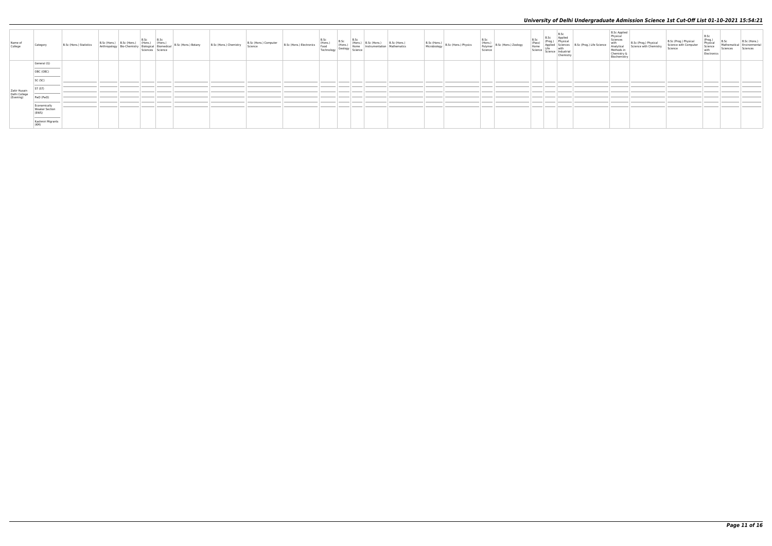## University of Delhi Undergraduate Admission Science 1st Cut-Off List 01-10-2021 15:54:21

| Name of College | Category | B.Sc (Hons.) Statistics | B.Sc (Hons.) Anthropology | B.Sc (Hons.) Bio-Chemistry | B.Sc (Hons.) Biological Sciences | B.Sc (Hons.) Biomedical Science | B.Sc (Hons.) Botany | B.Sc (Hons.) Chemistry | B.Sc (Hons.) Computer Science | B.Sc (Hons.) Electronics | B.Sc (Hons.) Food Technology | B.Sc (Hons.) Geology | B.Sc (Hons.) Home Science | B.Sc (Hons.) Instrumentation | B.Sc (Hons.) Mathematics | B.Sc (Hons.) Microbiology | B.Sc (Hons.) Physics | B.Sc (Hons.) Polymer Science | B.Sc (Hons.) Zoology | B.Sc (Pass) Home Science | B.Sc (Prog.) Applied Life Science | B.Sc Applied Physical Sciences with Industrial Chemistry | B.Sc (Prog.) Life Science | B.Sc Applied Physical Sciences with Analytical Methods in Chemistry & Biochemistry | B.Sc (Prog.) Physical Science with Chemistry | B.Sc (Prog.) Physical Science with Computer Science | B.Sc (Prog.) Physical Science with Electronics | B.Sc Mathematical Sciences | B.Sc (Hons.) Environmental Sciences |
|---|---|---|---|---|---|---|---|---|---|---|---|---|---|---|---|---|---|---|---|---|---|---|---|---|---|---|---|---|---|
| Zakir Husain Delhi College (Evening) | General (G) | | | | | | | | | | | | | | | | | | | | | | | | | | | | |
| | OBC (OBC) | | | | | | | | | | | | | | | | | | | | | | | | | | | | |
| | SC (SC) | | | | | | | | | | | | | | | | | | | | | | | | | | | | |
| | ST (ST) | | | | | | | | | | | | | | | | | | | | | | | | | | | | |
| | PwD (PwD) | | | | | | | | | | | | | | | | | | | | | | | | | | | | |
| | Economically Weaker Section (EWS) | | | | | | | | | | | | | | | | | | | | | | | | | | | | |
| | Kashmiri Migrants (KM) | | | | | | | | | | | | | | | | | | | | | | | | | | | | |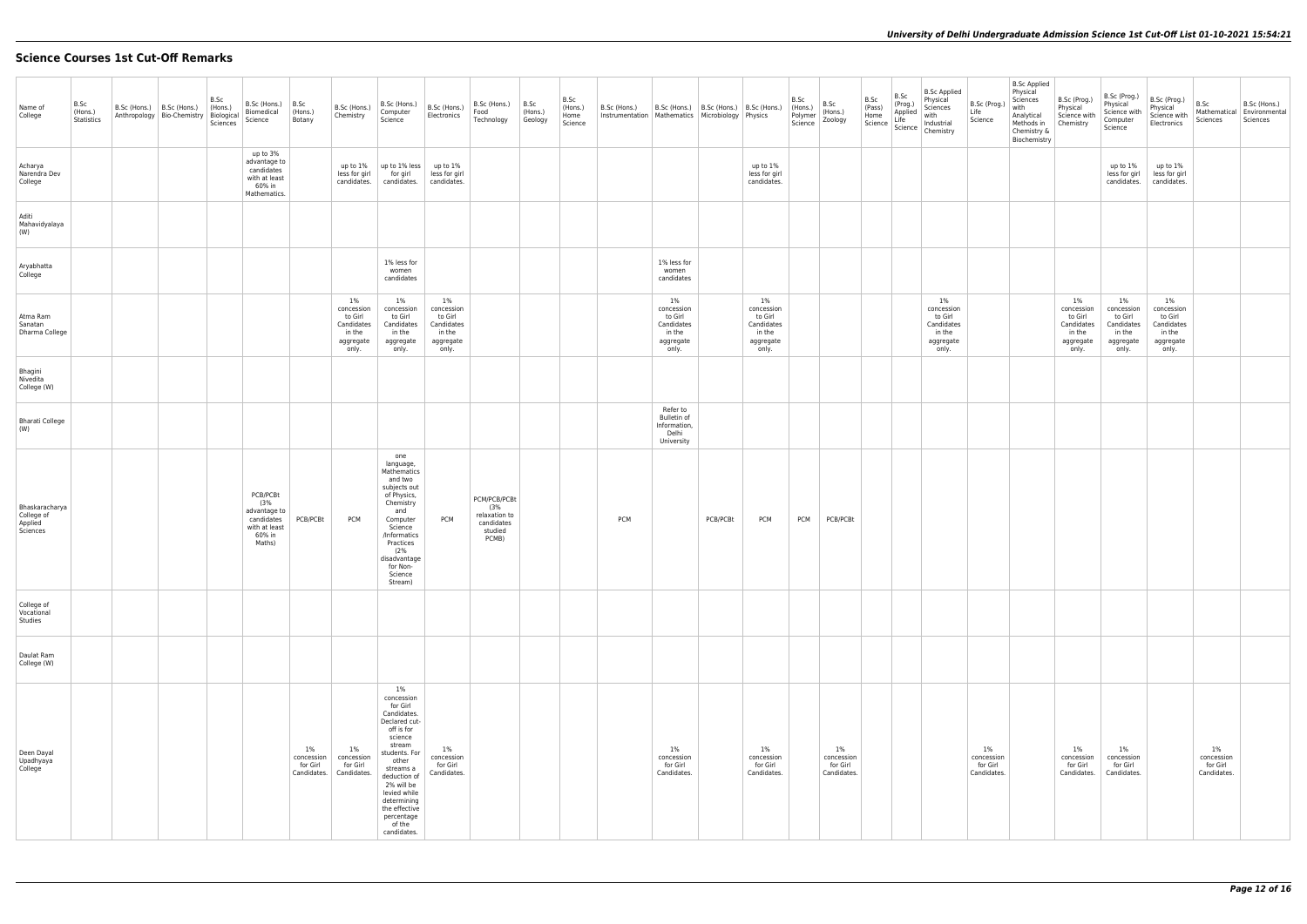# Science Courses 1st Cut-Off Remarks

| Name of College | B.Sc (Hons.) Statistics | B.Sc (Hons.) Anthropology | B.Sc (Hons.) Bio-Chemistry | B.Sc (Hons.) Biological Sciences | B.Sc (Hons.) Biomedical Science | B.Sc (Hons.) Botany | B.Sc (Hons.) Chemistry | B.Sc (Hons.) Computer Science | B.Sc (Hons.) Electronics | B.Sc (Hons.) Food Technology | B.Sc (Hons.) Geology | B.Sc (Hons.) Home Science | B.Sc (Hons.) Instrumentation | B.Sc (Hons.) Mathematics | B.Sc (Hons.) Microbiology | B.Sc (Hons.) Physics | B.Sc (Hons.) Polymer Science | B.Sc (Hons.) Zoology | B.Sc (Pass) Home Science | B.Sc (Prog.) Applied Life Science | B.Sc Applied Physical Sciences with Industrial Chemistry | B.Sc (Prog.) Life Science | B.Sc Applied Physical Sciences with Analytical Methods in Chemistry & Biochemistry | B.Sc (Prog.) Physical Science with Chemistry | B.Sc (Prog.) Physical Science with Computer Science | B.Sc (Prog.) Physical Science with Electronics | B.Sc Mathematical Sciences | B.Sc (Hons.) Environmental Sciences |
|---|---|---|---|---|---|---|---|---|---|---|---|---|---|---|---|---|---|---|---|---|---|---|---|---|---|---|---|---|
| Acharya Narendra Dev College | | | | | up to 3% advantage to candidates with at least 60% in Mathematics. | | up to 1% less for girl candidates. | up to 1% less for girl candidates. | up to 1% less for girl candidates. | | | | | | | up to 1% less for girl candidates. | | | | | | | | | up to 1% less for girl candidates. | up to 1% less for girl candidates. | | |
| Aditi Mahavidyalaya (W) | | | | | | | | | | | | | | | | | | | | | | | | | | | | |
| Aryabhatta College | | | | | | | | 1% less for women candidates | | | | | | 1% less for women candidates | | | | | | | | | | | | | | |
| Atma Ram Sanatan Dharma College | | | | | | | 1% concession to Girl Candidates in the aggregate only. | 1% concession to Girl Candidates in the aggregate only. | 1% concession to Girl Candidates in the aggregate only. | | | | | 1% concession to Girl Candidates in the aggregate only. | | 1% concession to Girl Candidates in the aggregate only. | | | | | 1% concession to Girl Candidates in the aggregate only. | | | 1% concession to Girl Candidates in the aggregate only. | 1% concession to Girl Candidates in the aggregate only. | 1% concession to Girl Candidates in the aggregate only. | | |
| Bhagini Nivedita College (W) | | | | | | | | | | | | | | | | | | | | | | | | | | | | |
| Bharati College (W) | | | | | | | | | | | | | | Refer to Bulletin of Information, Delhi University | | | | | | | | | | | | | | |
| Bhaskaracharya College of Applied Sciences | | | | | PCB/PCBt (3% advantage to candidates with at least 60% in Maths) | PCB/PCBt | PCM | one language, Mathematics and two subjects out of Physics, Chemistry and Computer Science /Informatics Practices (2% disadvantage for Non-Science Stream) | PCM | PCM/PCB/PCBt (3% relaxation to candidates studied PCMB) | | | PCM | | PCB/PCBt | PCM | PCM | PCB/PCBt | | | | | | | | | | |
| College of Vocational Studies | | | | | | | | | | | | | | | | | | | | | | | | | | | | |
| Daulat Ram College (W) | | | | | | | | | | | | | | | | | | | | | | | | | | | | |
| Deen Dayal Upadhyaya College | | | | | | 1% concession for Girl Candidates. | 1% concession for Girl Candidates. | 1% concession for Girl Candidates. Declared cut-off is for science stream students. For other streams a deduction of 2% will be levied while determining the effective percentage of the candidates. | 1% concession for Girl Candidates. | | | | | 1% concession for Girl Candidates. | | 1% concession for Girl Candidates. | | 1% concession for Girl Candidates. | | | | 1% concession for Girl Candidates. | | 1% concession for Girl Candidates. | 1% concession for Girl Candidates. | | 1% concession for Girl Candidates. | |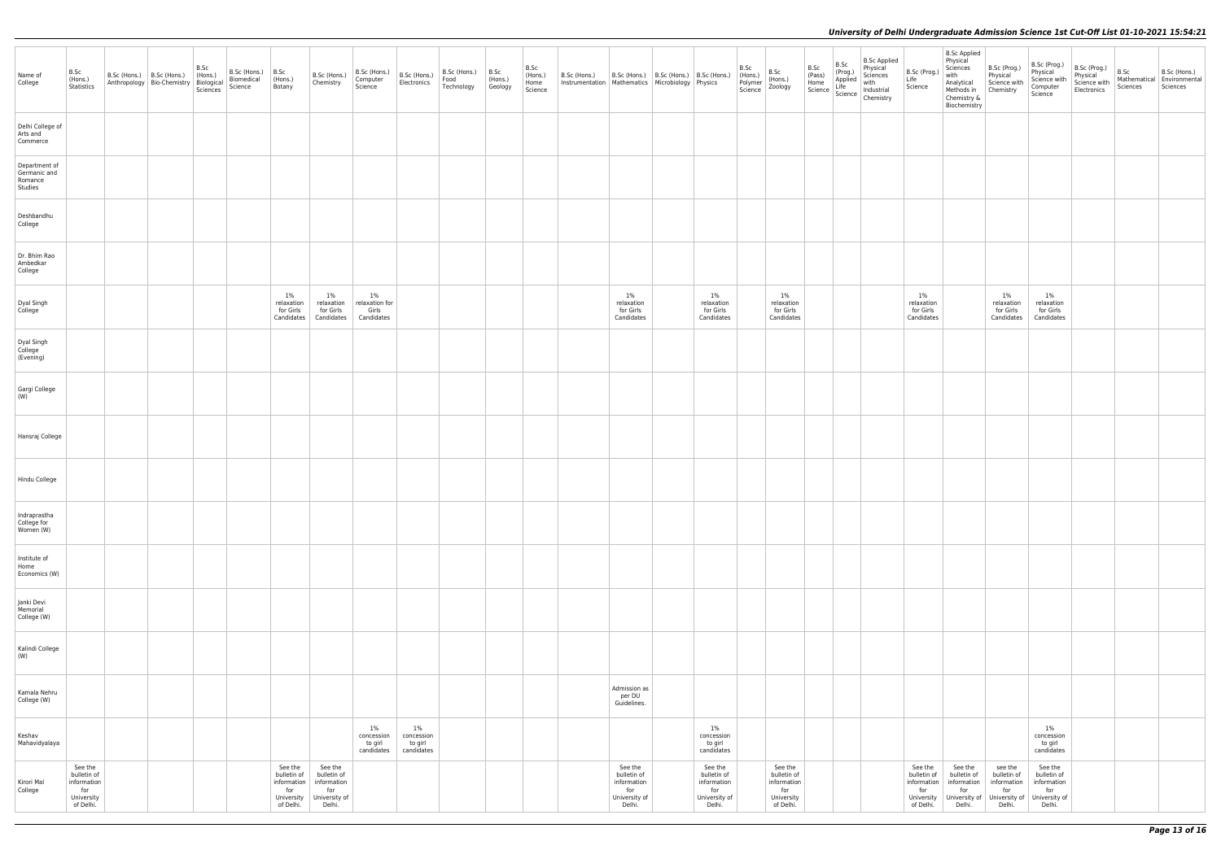| Name of College | B.Sc (Hons.) Statistics | B.Sc (Hons.) Anthropology | B.Sc (Hons.) Bio-Chemistry | B.Sc (Hons.) Biological Sciences | B.Sc (Hons.) Biomedical Science | B.Sc (Hons.) Botany | B.Sc (Hons.) Chemistry | B.Sc (Hons.) Computer Science | B.Sc (Hons.) Electronics | B.Sc (Hons.) Food Technology | B.Sc (Hons.) Geology | B.Sc (Hons.) Home Science | B.Sc (Hons.) Instrumentation | B.Sc (Hons.) Mathematics | B.Sc (Hons.) Microbiology | B.Sc (Hons.) Physics | B.Sc (Hons.) Polymer Science | B.Sc (Hons.) Zoology | B.Sc (Pass) Home Science | B.Sc (Prog.) Applied Life Science | B.Sc Applied Physical Sciences with Industrial Chemistry | B.Sc (Prog.) Life Science | B.Sc Applied Physical Sciences with Analytical Methods in Chemistry & Biochemistry | B.Sc (Prog.) Physical Science with Chemistry | B.Sc (Prog.) Physical Science with Computer Science | B.Sc (Prog.) Physical Science with Electronics | B.Sc Mathematical Sciences | B.Sc (Hons.) Environmental Sciences |
|---|---|---|---|---|---|---|---|---|---|---|---|---|---|---|---|---|---|---|---|---|---|---|---|---|---|---|---|---|
| Delhi College of Arts and Commerce | | | | | | | | | | | | | | | | | | | | | | | | | | | | |
| Department of Germanic and Romance Studies | | | | | | | | | | | | | | | | | | | | | | | | | | | | |
| Deshbandhu College | | | | | | | | | | | | | | | | | | | | | | | | | | | | |
| Dr. Bhim Rao Ambedkar College | | | | | | | | | | | | | | | | | | | | | | | | | | | | |
| Dyal Singh College | | | | | | 1% relaxation for Girls Candidates | 1% relaxation for Girls Candidates | 1% relaxation for Girls Candidates | | | | | | 1% relaxation for Girls Candidates | | 1% relaxation for Girls Candidates | | 1% relaxation for Girls Candidates | | | | 1% relaxation for Girls Candidates | | 1% relaxation for Girls Candidates | 1% relaxation for Girls Candidates | | | |
| Dyal Singh College (Evening) | | | | | | | | | | | | | | | | | | | | | | | | | | | | |
| Gargi College (W) | | | | | | | | | | | | | | | | | | | | | | | | | | | | |
| Hansraj College | | | | | | | | | | | | | | | | | | | | | | | | | | | | |
| Hindu College | | | | | | | | | | | | | | | | | | | | | | | | | | | | |
| Indraprastha College for Women (W) | | | | | | | | | | | | | | | | | | | | | | | | | | | | |
| Institute of Home Economics (W) | | | | | | | | | | | | | | | | | | | | | | | | | | | | |
| Janki Devi Memorial College (W) | | | | | | | | | | | | | | | | | | | | | | | | | | | | |
| Kalindi College (W) | | | | | | | | | | | | | | | | | | | | | | | | | | | | |
| Kamala Nehru College (W) | | | | | | | | | | | | | | Admission as per DU Guidelines. | | | | | | | | | | | | | | |
| Keshav Mahavidyalaya | | | | | | | | 1% concession to girl candidates | 1% concession to girl candidates | | | | | | | 1% concession to girl candidates | | | | | | | | | 1% concession to girl candidates | | | |
| Kirori Mal College | See the bulletin of information for University of Delhi. | | | | | See the bulletin of information for University of Delhi. | See the bulletin of information for University of Delhi. | | | | | | | See the bulletin of information for University of Delhi. | | See the bulletin of information for University of Delhi. | | See the bulletin of information for University of Delhi. | | | | See the bulletin of information for University of Delhi. | See the bulletin of information for University of Delhi. | see the bulletin of information for University of Delhi. | See the bulletin of information for University of Delhi. | | | |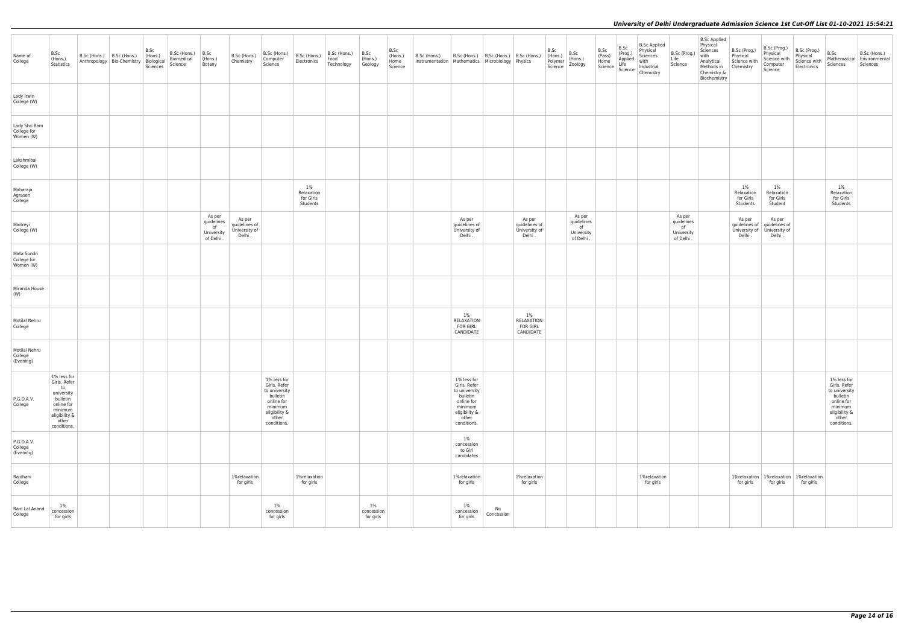| Name of College | B.Sc (Hons.) Statistics | B.Sc (Hons.) Anthropology | B.Sc (Hons.) Bio-Chemistry | B.Sc (Hons.) Biological Sciences | B.Sc (Hons.) Biomedical Science | B.Sc (Hons.) Botany | B.Sc (Hons.) Chemistry | B.Sc (Hons.) Computer Science | B.Sc (Hons.) Electronics | B.Sc (Hons.) Food Technology | B.Sc (Hons.) Geology | B.Sc (Hons.) Home Science | B.Sc (Hons.) Instrumentation | B.Sc (Hons.) Mathematics | B.Sc (Hons.) Microbiology | B.Sc (Hons.) Physics | B.Sc (Hons.) Polymer Science | B.Sc (Hons.) Zoology | B.Sc (Pass) Home Science | B.Sc (Prog.) Applied Life Science | B.Sc Applied Physical Sciences with Industrial Chemistry | B.Sc (Prog.) Life Science | B.Sc Applied Physical Sciences with Analytical Methods in Chemistry & Biochemistry | B.Sc (Prog.) Physical Science with Chemistry | B.Sc (Prog.) Physical Science with Computer Science | B.Sc (Prog.) Physical Science with Electronics | B.Sc Mathematical Sciences | B.Sc (Hons.) Environmental Sciences |
|---|---|---|---|---|---|---|---|---|---|---|---|---|---|---|---|---|---|---|---|---|---|---|---|---|---|---|---|---|
| Lady Irwin College (W) | | | | | | | | | | | | | | | | | | | | | | | | | | | | |
| Lady Shri Ram College for Women (W) | | | | | | | | | | | | | | | | | | | | | | | | | | | | |
| Lakshmibai College (W) | | | | | | | | | | | | | | | | | | | | | | | | | | | | |
| Maharaja Agrasen College | | | | | | | | | 1% Relaxation for Girls Students | | | | | | | | | | | | | | | 1% Relaxation for Girls Students | 1% Relaxation for Girls Student | | 1% Relaxation for Girls Students | |
| Maitreyi College (W) | | | | | | As per guidelines of University of Delhi . | As per guidelines of University of Delhi . | | | | | | | As per guidelines of University of Delhi . | | As per guidelines of University of Delhi . | | As per guidelines of University of Delhi . | | | | As per guidelines of University of Delhi . | | As per guidelines of University of Delhi . | As per guidelines of University of Delhi . | | | |
| Mata Sundri College for Women (W) | | | | | | | | | | | | | | | | | | | | | | | | | | | | |
| Miranda House (W) | | | | | | | | | | | | | | | | | | | | | | | | | | | | |
| Motilal Nehru College | | | | | | | | | | | | | | 1% RELAXATION FOR GIRL CANDIDATE | | 1% RELAXATION FOR GIRL CANDIDATE | | | | | | | | | | | | |
| Motilal Nehru College (Evening) | | | | | | | | | | | | | | | | | | | | | | | | | | | | |
| P.G.D.A.V. College | 1% less for Girls. Refer to university bulletin online for minimum eligibility & other conditions. | | | | | | | 1% less for Girls. Refer to university bulletin online for minimum eligibility & other conditions. | | | | | | 1% less for Girls. Refer to university bulletin online for minimum eligibility & other conditions. | | | | | | | | | | | | | 1% less for Girls. Refer to university bulletin online for minimum eligibility & other conditions. | |
| P.G.D.A.V. College (Evening) | | | | | | | | | | | | | | 1% concession to Girl candidates | | | | | | | | | | | | | | |
| Rajdhani College | | | | | | | 1%relaxation for girls | | 1%relaxation for girls | | | | | 1%relaxation for girls | | 1%relaxation for girls | | | | | 1%relaxation for girls | | | 1%relaxation for girls | 1%relaxation for girls | 1%relaxation for girls | | |
| Ram Lal Anand College | 1% concession for girls | | | | | | | 1% concession for girls | | | 1% concession for girls | | | 1% concession for girls | No Concession | | | | | | | | | | | | | |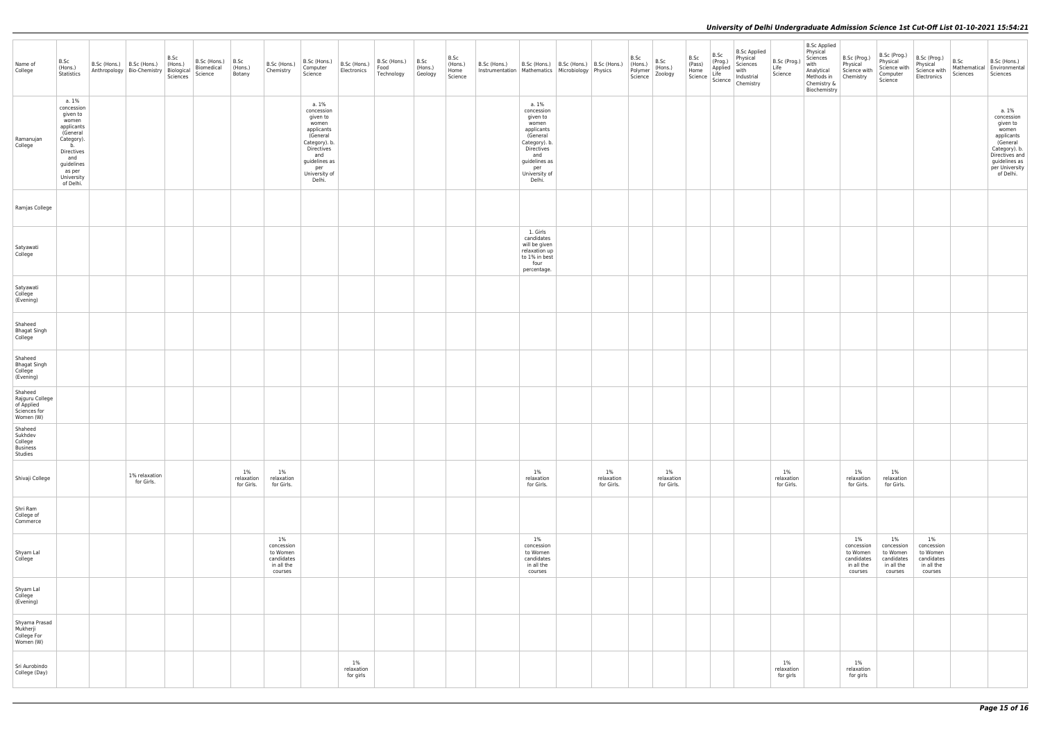| Name of College | B.Sc (Hons.) Statistics | B.Sc (Hons.) Anthropology | B.Sc (Hons.) Bio-Chemistry | B.Sc (Hons.) Biological Sciences | B.Sc (Hons.) Biomedical Science | B.Sc (Hons.) Botany | B.Sc (Hons.) Chemistry | B.Sc (Hons.) Computer Science | B.Sc (Hons.) Electronics | B.Sc (Hons.) Food Technology | B.Sc (Hons.) Geology | B.Sc (Hons.) Home Science | B.Sc (Hons.) Instrumentation | B.Sc (Hons.) Mathematics | B.Sc (Hons.) Microbiology | B.Sc (Hons.) Physics | B.Sc (Hons.) Polymer Science | B.Sc (Hons.) Zoology | B.Sc (Pass) Home Science | B.Sc (Prog.) Applied Life Science | B.Sc Applied Physical Sciences with Industrial Chemistry | B.Sc (Prog.) Life Science | B.Sc Applied Physical Sciences with Analytical Methods in Chemistry & Biochemistry | B.Sc (Prog.) Physical Science with Chemistry | B.Sc (Prog.) Physical Science with Computer Science | B.Sc (Prog.) Physical Science with Electronics | B.Sc Mathematical Sciences | B.Sc (Hons.) Environmental Sciences |
|---|---|---|---|---|---|---|---|---|---|---|---|---|---|---|---|---|---|---|---|---|---|---|---|---|---|---|---|---|
| Ramanujan College | a. 1% concession given to women applicants (General Category). b. Directives and guidelines as per University of Delhi. | | | | | | | a. 1% concession given to women applicants (General Category). b. Directives and guidelines as per University of Delhi. | | | | | | a. 1% concession given to women applicants (General Category). b. Directives and guidelines as per University of Delhi. | | | | | | | | | | | | | | a. 1% concession given to women applicants (General Category). b. Directives and guidelines as per University of Delhi. |
| Ramjas College | | | | | | | | | | | | | | | | | | | | | | | | | | | | |
| Satyawati College | | | | | | | | | | | | | | 1. Girls candidates will be given relaxation up to 1% in best four percentage. | | | | | | | | | | | | | | |
| Satyawati College (Evening) | | | | | | | | | | | | | | | | | | | | | | | | | | | | |
| Shaheed Bhagat Singh College | | | | | | | | | | | | | | | | | | | | | | | | | | | | |
| Shaheed Bhagat Singh College (Evening) | | | | | | | | | | | | | | | | | | | | | | | | | | | | |
| Shaheed Rajguru College of Applied Sciences for Women (W) | | | | | | | | | | | | | | | | | | | | | | | | | | | | |
| Shaheed Sukhdev College Business Studies | | | | | | | | | | | | | | | | | | | | | | | | | | | | |
| Shivaji College | | | 1% relaxation for Girls. | | | 1% relaxation for Girls. | 1% relaxation for Girls. | | | | | | | 1% relaxation for Girls. | | 1% relaxation for Girls. | | 1% relaxation for Girls. | | | | 1% relaxation for Girls. | | 1% relaxation for Girls. | 1% relaxation for Girls. | | | |
| Shri Ram College of Commerce | | | | | | | | | | | | | | | | | | | | | | | | | | | | |
| Shyam Lal College | | | | | | | 1% concession to Women candidates in all the courses | | | | | | | 1% concession to Women candidates in all the courses | | | | | | | | | | 1% concession to Women candidates in all the courses | 1% concession to Women candidates in all the courses | 1% concession to Women candidates in all the courses | | |
| Shyam Lal College (Evening) | | | | | | | | | | | | | | | | | | | | | | | | | | | | |
| Shyama Prasad Mukherji College For Women (W) | | | | | | | | | | | | | | | | | | | | | | | | | | | | |
| Sri Aurobindo College (Day) | | | | | | | | | 1% relaxation for girls | | | | | | | | | | | | | 1% relaxation for girls | | 1% relaxation for girls | | | | |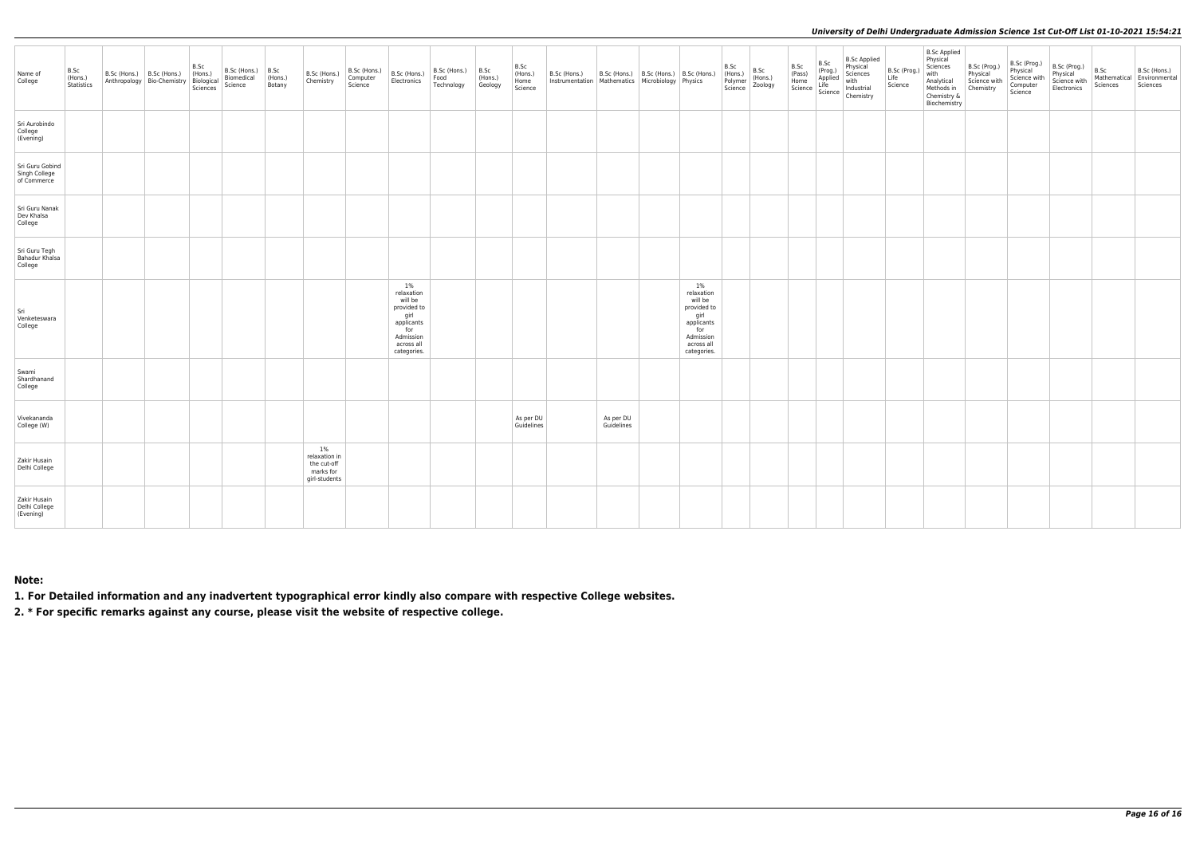| Name of College | B.Sc (Hons.) Statistics | B.Sc (Hons.) Anthropology | B.Sc (Hons.) Bio-Chemistry | B.Sc (Hons.) Biological Sciences | B.Sc (Hons.) Biomedical Science | B.Sc (Hons.) Botany | B.Sc (Hons.) Chemistry | B.Sc (Hons.) Computer Science | B.Sc (Hons.) Electronics | B.Sc (Hons.) Food Technology | B.Sc (Hons.) Geology | B.Sc (Hons.) Home Science | B.Sc (Hons.) Instrumentation | B.Sc (Hons.) Mathematics | B.Sc (Hons.) Microbiology | B.Sc (Hons.) Physics | B.Sc (Hons.) Polymer Science | B.Sc (Hons.) Zoology | B.Sc (Pass) Home Science | B.Sc (Prog.) Applied Life Science | B.Sc Applied Physical Sciences with Industrial Chemistry | B.Sc (Prog.) Life Science | B.Sc Applied Physical Sciences with Analytical Methods in Chemistry & Biochemistry | B.Sc (Prog.) Physical Science with Chemistry | B.Sc (Prog.) Physical Science with Computer Science | B.Sc (Prog.) Physical Science with Electronics | B.Sc Mathematical Sciences | B.Sc (Hons.) Environmental Sciences |
|---|---|---|---|---|---|---|---|---|---|---|---|---|---|---|---|---|---|---|---|---|---|---|---|---|---|---|---|---|
| Sri Aurobindo College (Evening) | | | | | | | | | | | | | | | | | | | | | | | | | | | | |
| Sri Guru Gobind Singh College of Commerce | | | | | | | | | | | | | | | | | | | | | | | | | | | | |
| Sri Guru Nanak Dev Khalsa College | | | | | | | | | | | | | | | | | | | | | | | | | | | | |
| Sri Guru Tegh Bahadur Khalsa College | | | | | | | | | | | | | | | | | | | | | | | | | | | | |
| Sri Venketeswara College | | | | | | | | | 1% relaxation will be provided to girl applicants for Admission across all categories. | | | | | | | 1% relaxation will be provided to girl applicants for Admission across all categories. | | | | | | | | | | | | |
| Swami Shardhanand College | | | | | | | | | | | | | | | | | | | | | | | | | | | | |
| Vivekananda College (W) | | | | | | | | | | | | As per DU Guidelines | | As per DU Guidelines | | | | | | | | | | | | | | |
| Zakir Husain Delhi College | | | | | | | 1% relaxation in the cut-off marks for girl-students | | | | | | | | | | | | | | | | | | | | | |
| Zakir Husain Delhi College (Evening) | | | | | | | | | | | | | | | | | | | | | | | | | | | | |

**Note:**

**1. For Detailed information and any inadvertent typographical error kindly also compare with respective College websites.**

**2. * For specific remarks against any course, please visit the website of respective college.**